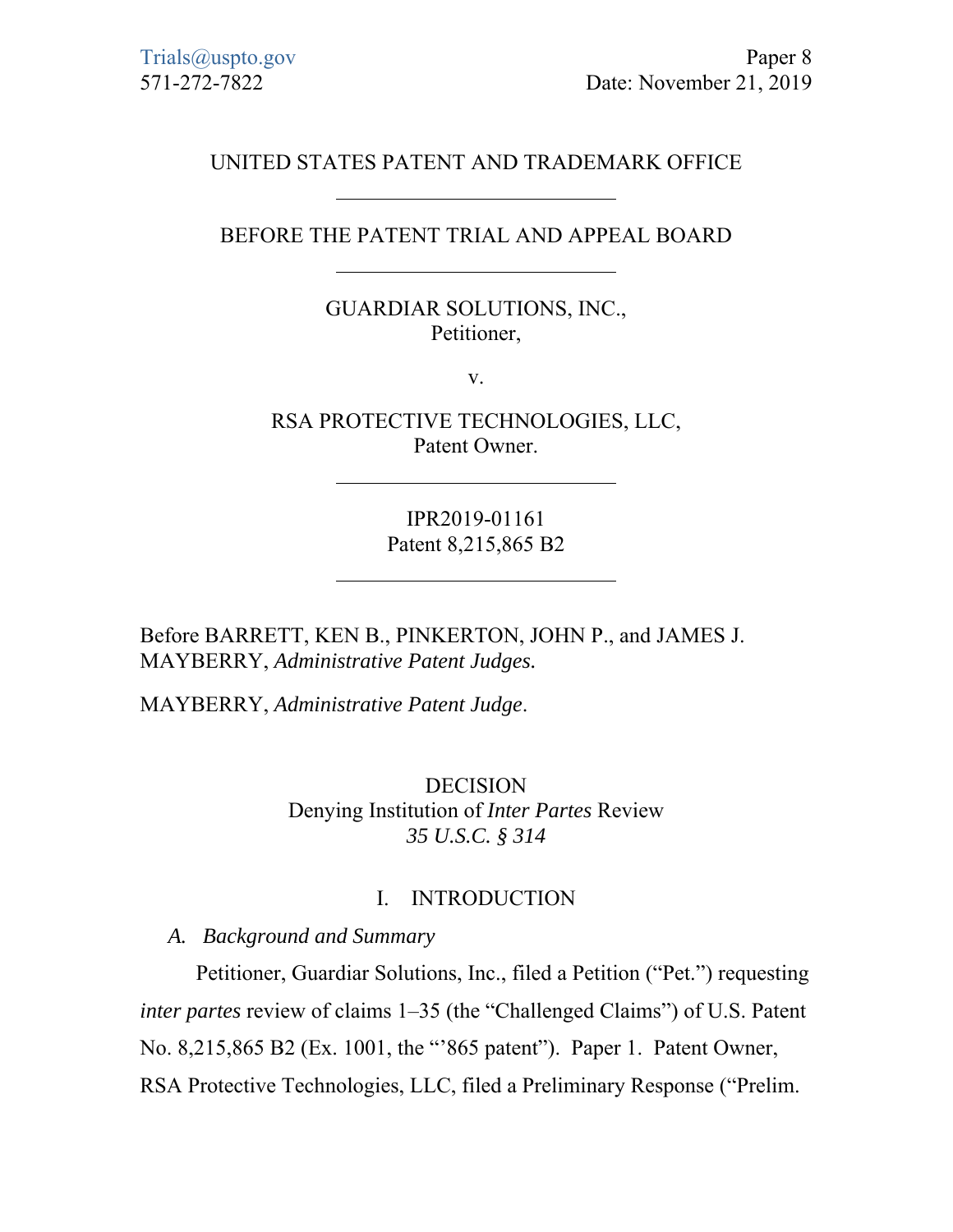Trials@uspto.gov
571-272-7822

Paper 8
Date: November 21, 2019

UNITED STATES PATENT AND TRADEMARK OFFICE

---

BEFORE THE PATENT TRIAL AND APPEAL BOARD

---

GUARDIAR SOLUTIONS, INC.,
Petitioner,

v.

RSA PROTECTIVE TECHNOLOGIES, LLC,
Patent Owner.

---

IPR2019-01161
Patent 8,215,865 B2

---

Before BARRETT, KEN B., PINKERTON, JOHN P., and JAMES J. MAYBERRY, *Administrative Patent Judges.*

MAYBERRY, *Administrative Patent Judge*.

DECISION
Denying Institution of *Inter Partes* Review
*35 U.S.C. § 314*

# I. INTRODUCTION

## *A. Background and Summary*

Petitioner, Guardiar Solutions, Inc., filed a Petition ("Pet.") requesting *inter partes* review of claims 1–35 (the "Challenged Claims") of U.S. Patent No. 8,215,865 B2 (Ex. 1001, the "'865 patent"). Paper 1. Patent Owner, RSA Protective Technologies, LLC, filed a Preliminary Response ("Prelim.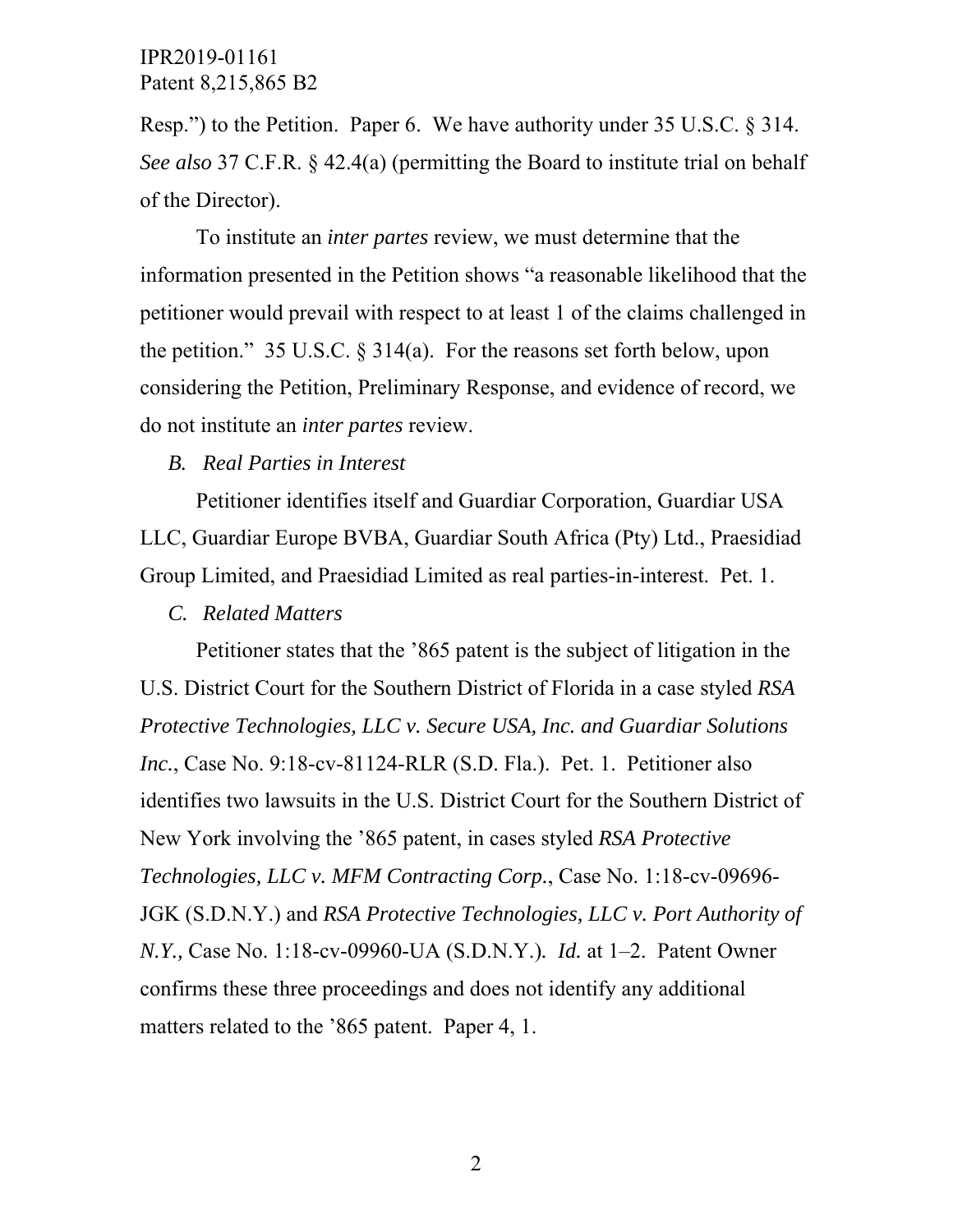Resp.") to the Petition. Paper 6. We have authority under 35 U.S.C. § 314. *See also* 37 C.F.R. § 42.4(a) (permitting the Board to institute trial on behalf of the Director).

To institute an *inter partes* review, we must determine that the information presented in the Petition shows "a reasonable likelihood that the petitioner would prevail with respect to at least 1 of the claims challenged in the petition." 35 U.S.C. § 314(a). For the reasons set forth below, upon considering the Petition, Preliminary Response, and evidence of record, we do not institute an *inter partes* review.

*B. Real Parties in Interest*

Petitioner identifies itself and Guardiar Corporation, Guardiar USA LLC, Guardiar Europe BVBA, Guardiar South Africa (Pty) Ltd., Praesidiad Group Limited, and Praesidiad Limited as real parties-in-interest. Pet. 1.

*C. Related Matters*

Petitioner states that the '865 patent is the subject of litigation in the U.S. District Court for the Southern District of Florida in a case styled *RSA Protective Technologies, LLC v. Secure USA, Inc. and Guardiar Solutions Inc.*, Case No. 9:18-cv-81124-RLR (S.D. Fla.). Pet. 1. Petitioner also identifies two lawsuits in the U.S. District Court for the Southern District of New York involving the '865 patent, in cases styled *RSA Protective Technologies, LLC v. MFM Contracting Corp.*, Case No. 1:18-cv-09696-JGK (S.D.N.Y.) and *RSA Protective Technologies, LLC v. Port Authority of N.Y.,* Case No. 1:18-cv-09960-UA (S.D.N.Y.). *Id.* at 1–2. Patent Owner confirms these three proceedings and does not identify any additional matters related to the '865 patent. Paper 4, 1.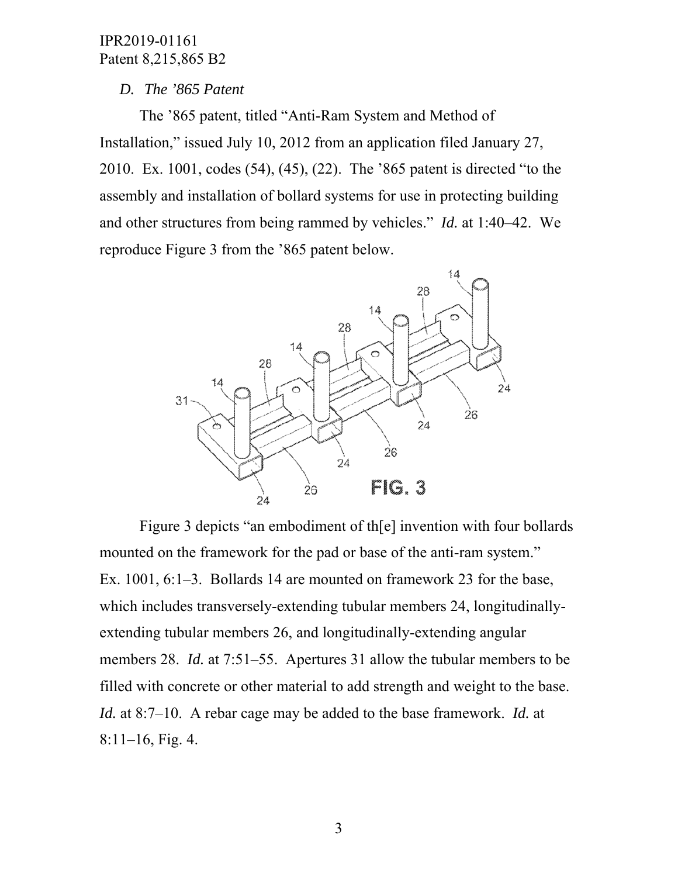### *D. The '865 Patent*

The '865 patent, titled "Anti-Ram System and Method of Installation," issued July 10, 2012 from an application filed January 27, 2010. Ex. 1001, codes (54), (45), (22). The '865 patent is directed "to the assembly and installation of bollard systems for use in protecting building and other structures from being rammed by vehicles." *Id.* at 1:40–42. We reproduce Figure 3 from the '865 patent below.

FIG. 3

Figure 3 depicts "an embodiment of th[e] invention with four bollards mounted on the framework for the pad or base of the anti-ram system." Ex. 1001, 6:1–3. Bollards 14 are mounted on framework 23 for the base, which includes transversely-extending tubular members 24, longitudinally-extending tubular members 26, and longitudinally-extending angular members 28. *Id.* at 7:51–55. Apertures 31 allow the tubular members to be filled with concrete or other material to add strength and weight to the base. *Id.* at 8:7–10. A rebar cage may be added to the base framework. *Id.* at 8:11–16, Fig. 4.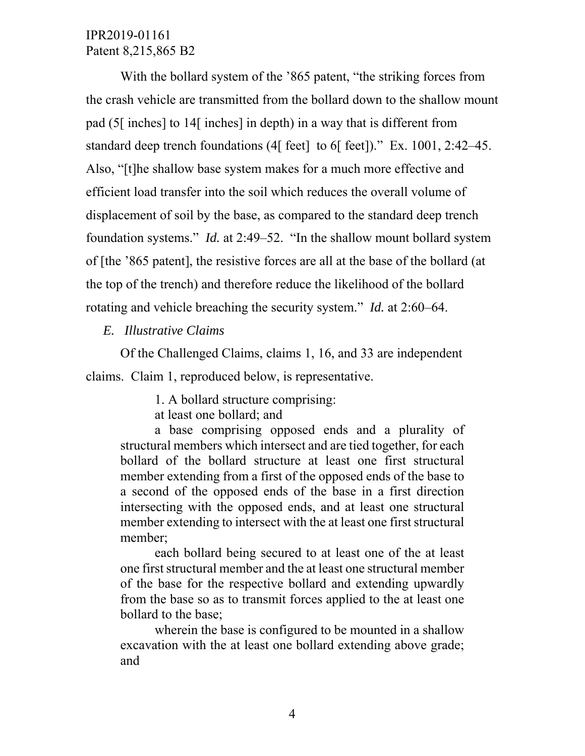With the bollard system of the '865 patent, "the striking forces from the crash vehicle are transmitted from the bollard down to the shallow mount pad (5[ inches] to 14[ inches] in depth) in a way that is different from standard deep trench foundations (4[ feet] to 6[ feet])." Ex. 1001, 2:42–45. Also, "[t]he shallow base system makes for a much more effective and efficient load transfer into the soil which reduces the overall volume of displacement of soil by the base, as compared to the standard deep trench foundation systems." *Id.* at 2:49–52. "In the shallow mount bollard system of [the '865 patent], the resistive forces are all at the base of the bollard (at the top of the trench) and therefore reduce the likelihood of the bollard rotating and vehicle breaching the security system." *Id.* at 2:60–64.

### *E. Illustrative Claims*

Of the Challenged Claims, claims 1, 16, and 33 are independent claims. Claim 1, reproduced below, is representative.

> 1. A bollard structure comprising:
>
> at least one bollard; and
>
> a base comprising opposed ends and a plurality of structural members which intersect and are tied together, for each bollard of the bollard structure at least one first structural member extending from a first of the opposed ends of the base to a second of the opposed ends of the base in a first direction intersecting with the opposed ends, and at least one structural member extending to intersect with the at least one first structural member;
>
> each bollard being secured to at least one of the at least one first structural member and the at least one structural member of the base for the respective bollard and extending upwardly from the base so as to transmit forces applied to the at least one bollard to the base;
>
> wherein the base is configured to be mounted in a shallow excavation with the at least one bollard extending above grade; and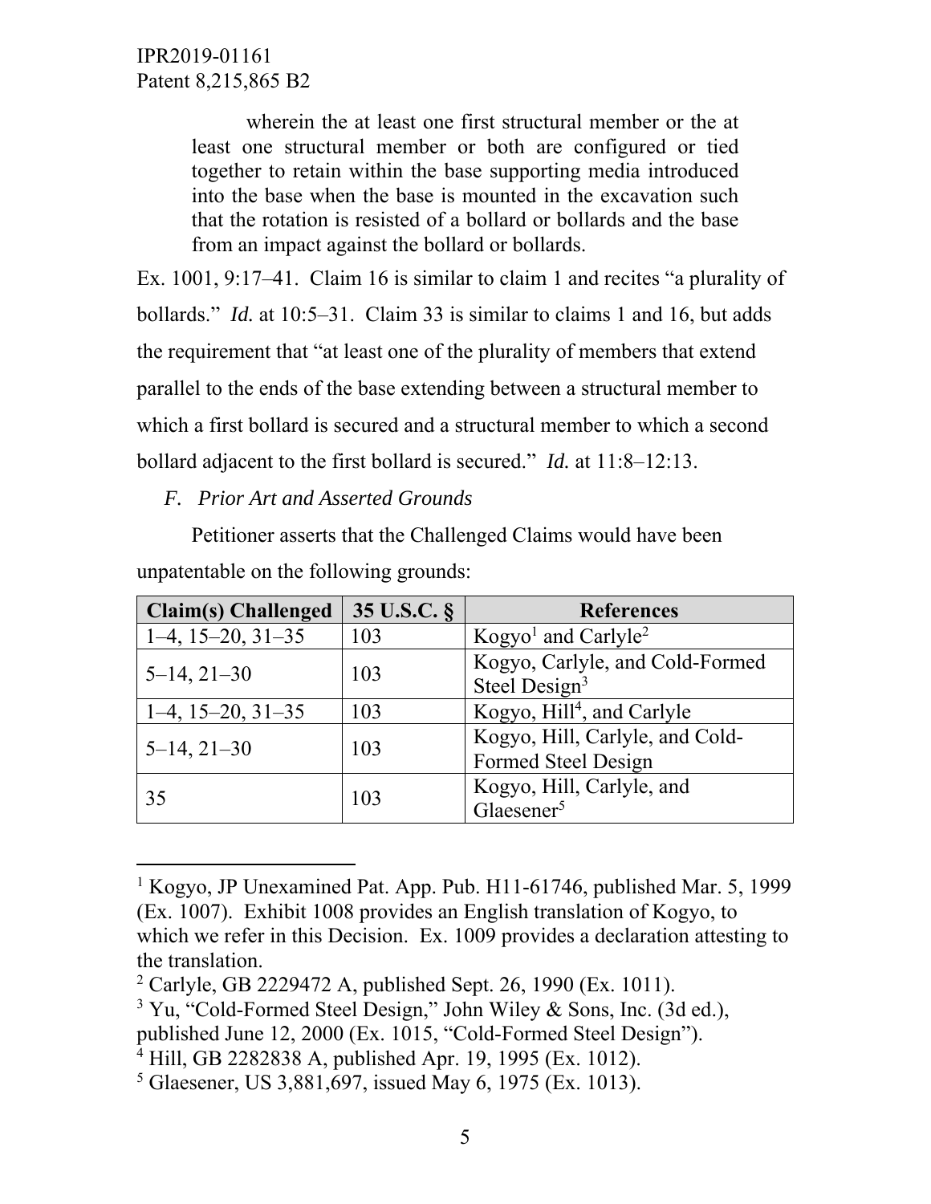> wherein the at least one first structural member or the at least one structural member or both are configured or tied together to retain within the base supporting media introduced into the base when the base is mounted in the excavation such that the rotation is resisted of a bollard or bollards and the base from an impact against the bollard or bollards.

Ex. 1001, 9:17–41. Claim 16 is similar to claim 1 and recites "a plurality of bollards." *Id.* at 10:5–31. Claim 33 is similar to claims 1 and 16, but adds the requirement that "at least one of the plurality of members that extend parallel to the ends of the base extending between a structural member to which a first bollard is secured and a structural member to which a second bollard adjacent to the first bollard is secured." *Id.* at 11:8–12:13.

### *F. Prior Art and Asserted Grounds*

Petitioner asserts that the Challenged Claims would have been unpatentable on the following grounds:

| Claim(s) Challenged | 35 U.S.C. § | References |
|---|---|---|
| 1–4, 15–20, 31–35 | 103 | Kogyo[1] and Carlyle[2] |
| 5–14, 21–30 | 103 | Kogyo, Carlyle, and Cold-Formed Steel Design[3] |
| 1–4, 15–20, 31–35 | 103 | Kogyo, Hill[4], and Carlyle |
| 5–14, 21–30 | 103 | Kogyo, Hill, Carlyle, and Cold-Formed Steel Design |
| 35 | 103 | Kogyo, Hill, Carlyle, and Glaesener[5] |

---

[1] Kogyo, JP Unexamined Pat. App. Pub. H11-61746, published Mar. 5, 1999 (Ex. 1007). Exhibit 1008 provides an English translation of Kogyo, to which we refer in this Decision. Ex. 1009 provides a declaration attesting to the translation.

[2] Carlyle, GB 2229472 A, published Sept. 26, 1990 (Ex. 1011).

[3] Yu, "Cold-Formed Steel Design," John Wiley & Sons, Inc. (3d ed.), published June 12, 2000 (Ex. 1015, "Cold-Formed Steel Design").

[4] Hill, GB 2282838 A, published Apr. 19, 1995 (Ex. 1012).

[5] Glaesener, US 3,881,697, issued May 6, 1975 (Ex. 1013).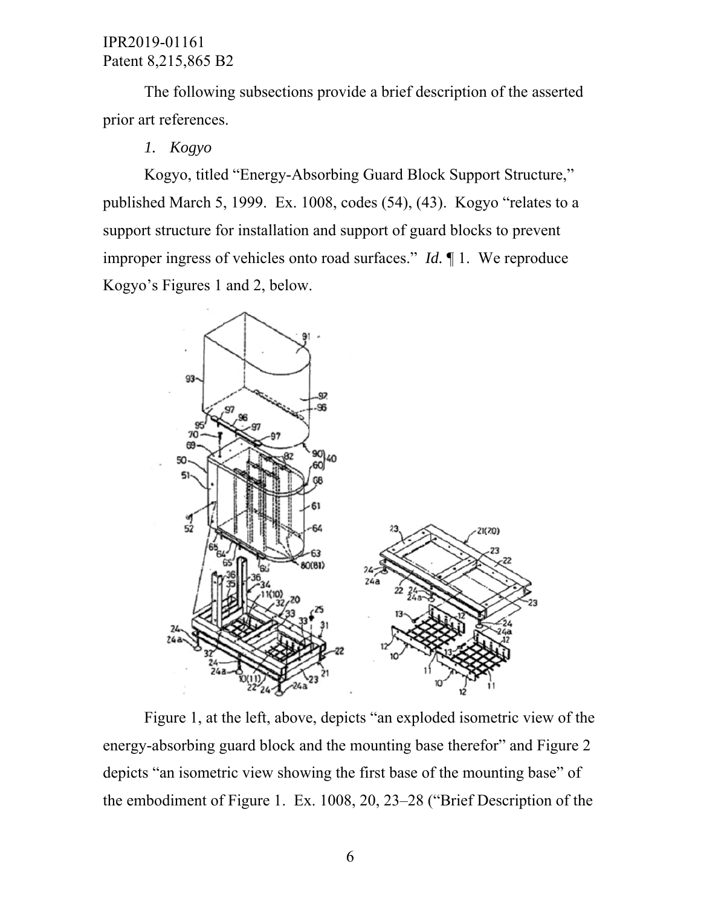The following subsections provide a brief description of the asserted prior art references.

### 1. *Kogyo*

Kogyo, titled "Energy-Absorbing Guard Block Support Structure," published March 5, 1999. Ex. 1008, codes (54), (43). Kogyo "relates to a support structure for installation and support of guard blocks to prevent improper ingress of vehicles onto road surfaces." *Id.* ¶ 1. We reproduce Kogyo's Figures 1 and 2, below.

Figure 1, at the left, above, depicts "an exploded isometric view of the energy-absorbing guard block and the mounting base therefor" and Figure 2 depicts "an isometric view showing the first base of the mounting base" of the embodiment of Figure 1. Ex. 1008, 20, 23–28 ("Brief Description of the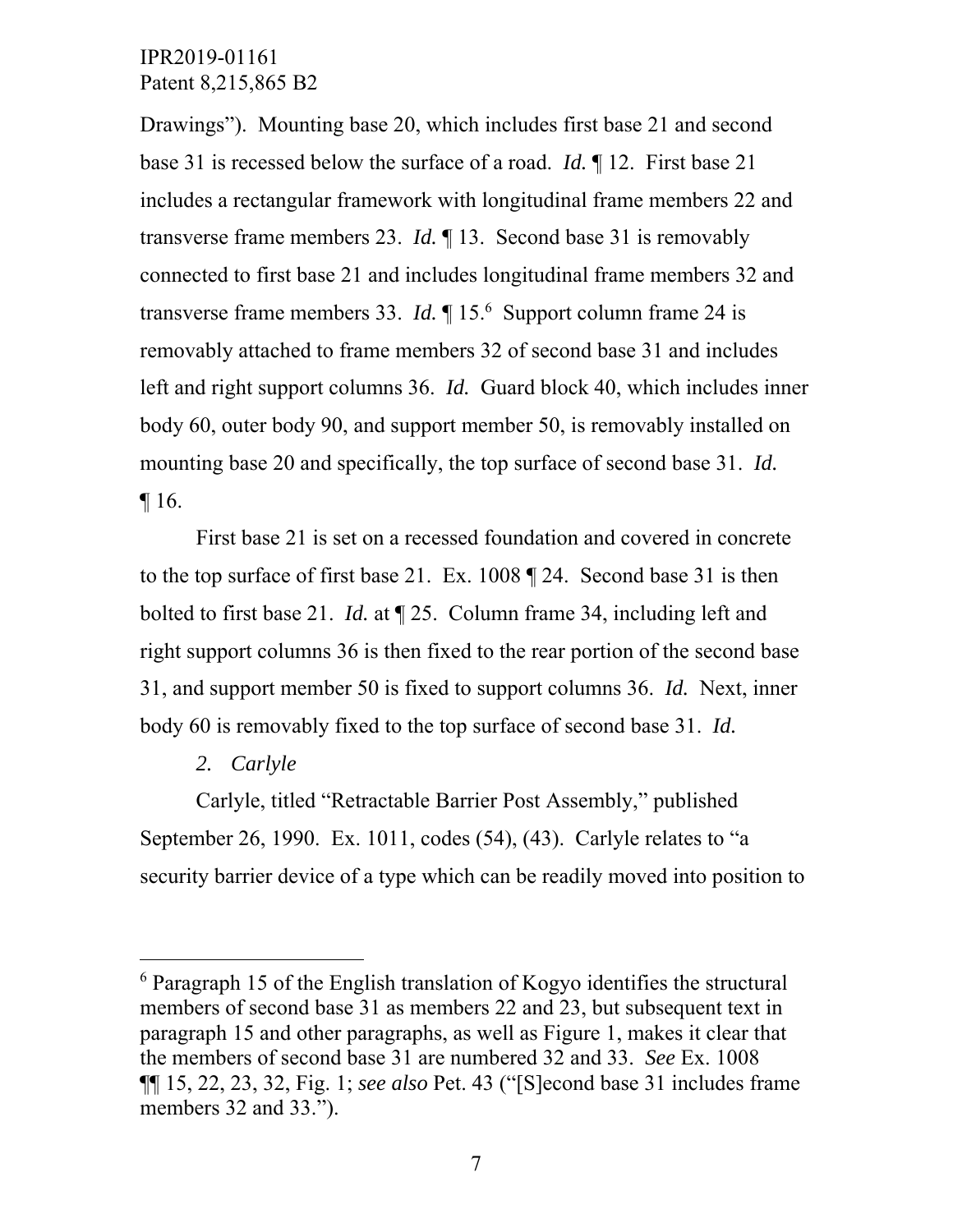Drawings"). Mounting base 20, which includes first base 21 and second base 31 is recessed below the surface of a road. *Id.* ¶ 12. First base 21 includes a rectangular framework with longitudinal frame members 22 and transverse frame members 23. *Id.* ¶ 13. Second base 31 is removably connected to first base 21 and includes longitudinal frame members 32 and transverse frame members 33. *Id.* ¶ 15.[6] Support column frame 24 is removably attached to frame members 32 of second base 31 and includes left and right support columns 36. *Id.* Guard block 40, which includes inner body 60, outer body 90, and support member 50, is removably installed on mounting base 20 and specifically, the top surface of second base 31. *Id.* ¶ 16.

First base 21 is set on a recessed foundation and covered in concrete to the top surface of first base 21. Ex. 1008 ¶ 24. Second base 31 is then bolted to first base 21. *Id.* at ¶ 25. Column frame 34, including left and right support columns 36 is then fixed to the rear portion of the second base 31, and support member 50 is fixed to support columns 36. *Id.* Next, inner body 60 is removably fixed to the top surface of second base 31. *Id.*

*2. Carlyle*

Carlyle, titled "Retractable Barrier Post Assembly," published September 26, 1990. Ex. 1011, codes (54), (43). Carlyle relates to "a security barrier device of a type which can be readily moved into position to

---

[6] Paragraph 15 of the English translation of Kogyo identifies the structural members of second base 31 as members 22 and 23, but subsequent text in paragraph 15 and other paragraphs, as well as Figure 1, makes it clear that the members of second base 31 are numbered 32 and 33. *See* Ex. 1008 ¶¶ 15, 22, 23, 32, Fig. 1; *see also* Pet. 43 ("[S]econd base 31 includes frame members 32 and 33.").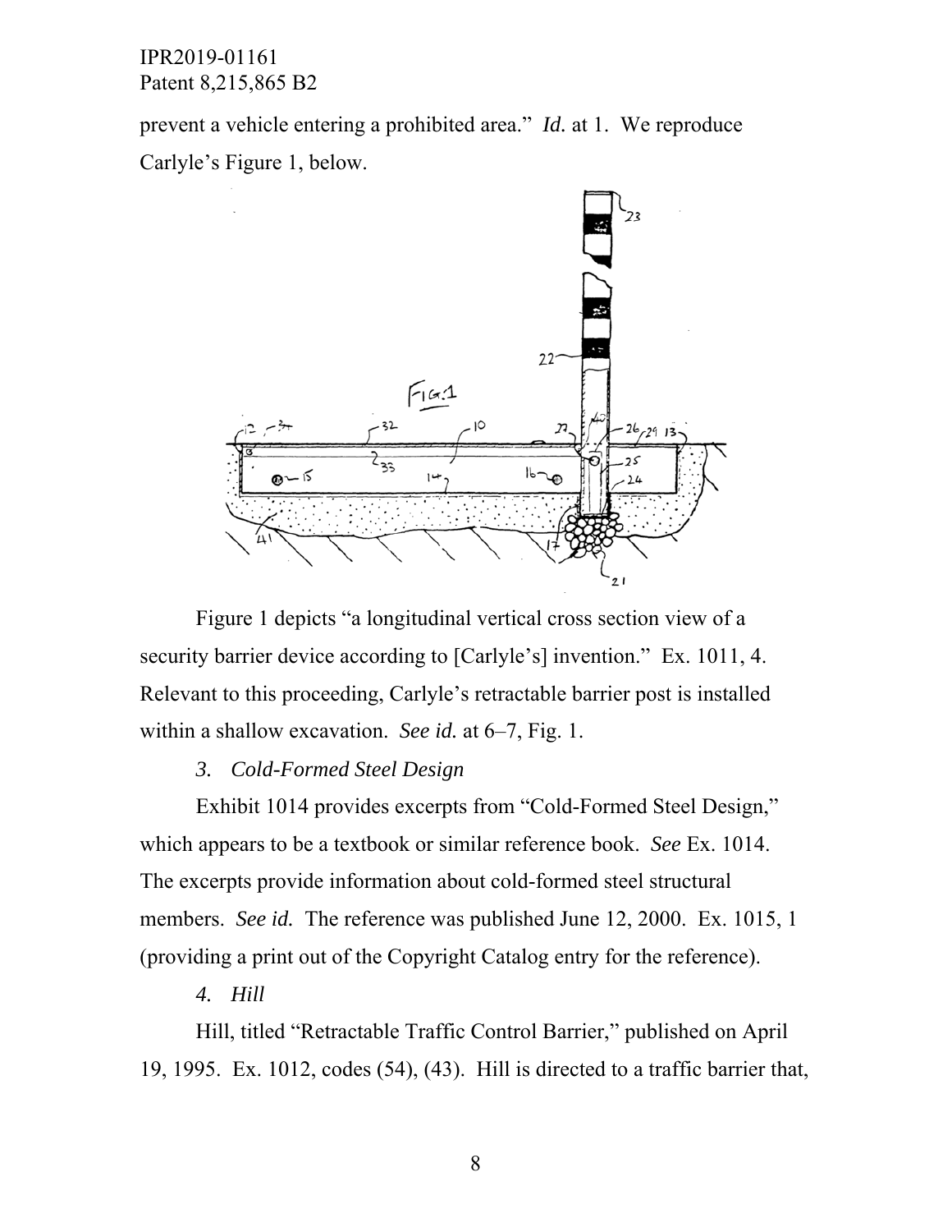prevent a vehicle entering a prohibited area." *Id.* at 1. We reproduce Carlyle's Figure 1, below.

Figure 1 depicts "a longitudinal vertical cross section view of a security barrier device according to [Carlyle's] invention." Ex. 1011, 4. Relevant to this proceeding, Carlyle's retractable barrier post is installed within a shallow excavation. *See id.* at 6–7, Fig. 1.

*3. Cold-Formed Steel Design*

Exhibit 1014 provides excerpts from "Cold-Formed Steel Design," which appears to be a textbook or similar reference book. *See* Ex. 1014. The excerpts provide information about cold-formed steel structural members. *See id.* The reference was published June 12, 2000. Ex. 1015, 1 (providing a print out of the Copyright Catalog entry for the reference).

*4. Hill*

Hill, titled "Retractable Traffic Control Barrier," published on April 19, 1995. Ex. 1012, codes (54), (43). Hill is directed to a traffic barrier that,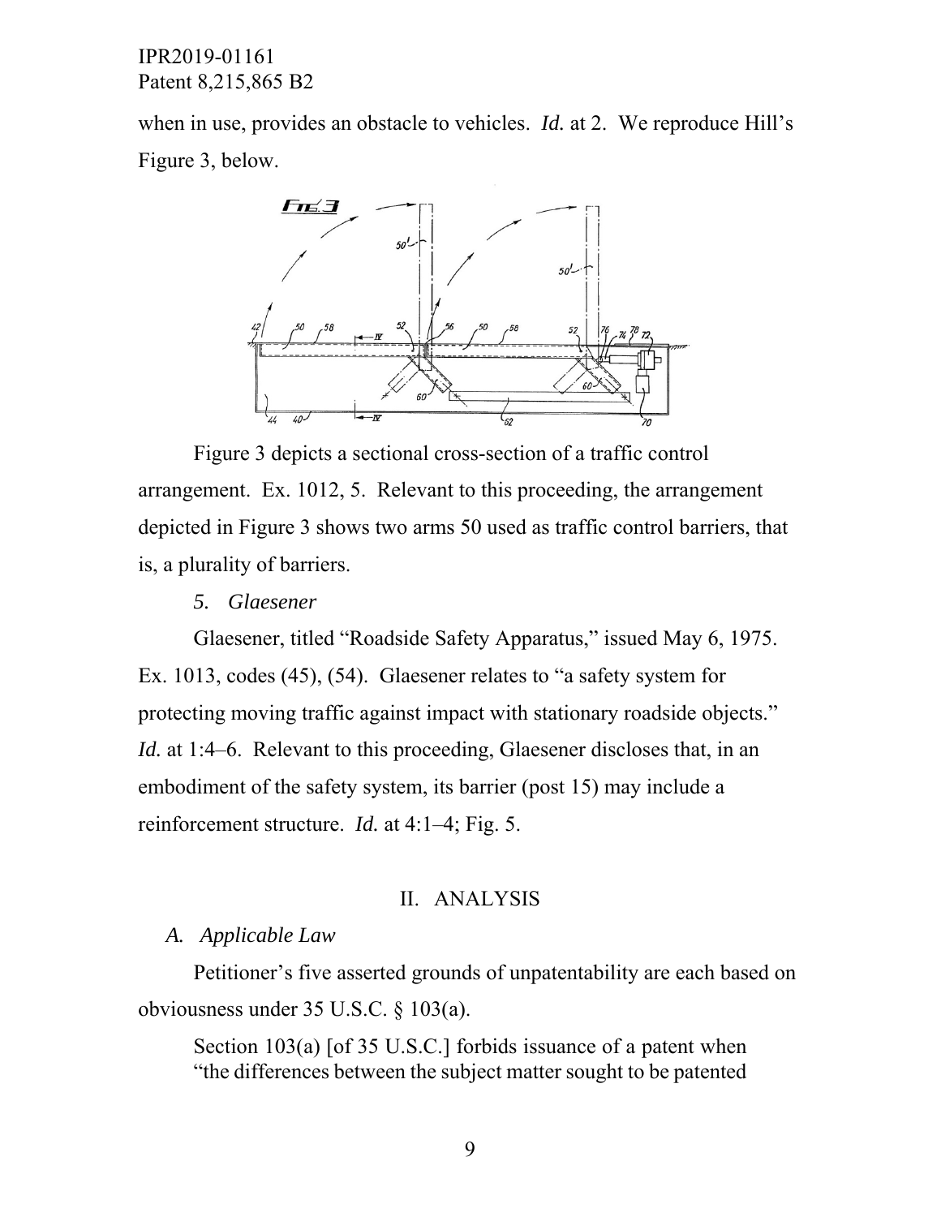when in use, provides an obstacle to vehicles. *Id.* at 2. We reproduce Hill's Figure 3, below.

Figure 3 depicts a sectional cross-section of a traffic control arrangement. Ex. 1012, 5. Relevant to this proceeding, the arrangement depicted in Figure 3 shows two arms 50 used as traffic control barriers, that is, a plurality of barriers.

*5. Glaesener*

Glaesener, titled "Roadside Safety Apparatus," issued May 6, 1975. Ex. 1013, codes (45), (54). Glaesener relates to "a safety system for protecting moving traffic against impact with stationary roadside objects." *Id.* at 1:4–6. Relevant to this proceeding, Glaesener discloses that, in an embodiment of the safety system, its barrier (post 15) may include a reinforcement structure. *Id.* at 4:1–4; Fig. 5.

## II. ANALYSIS

### *A. Applicable Law*

Petitioner's five asserted grounds of unpatentability are each based on obviousness under 35 U.S.C. § 103(a).

> Section 103(a) [of 35 U.S.C.] forbids issuance of a patent when "the differences between the subject matter sought to be patented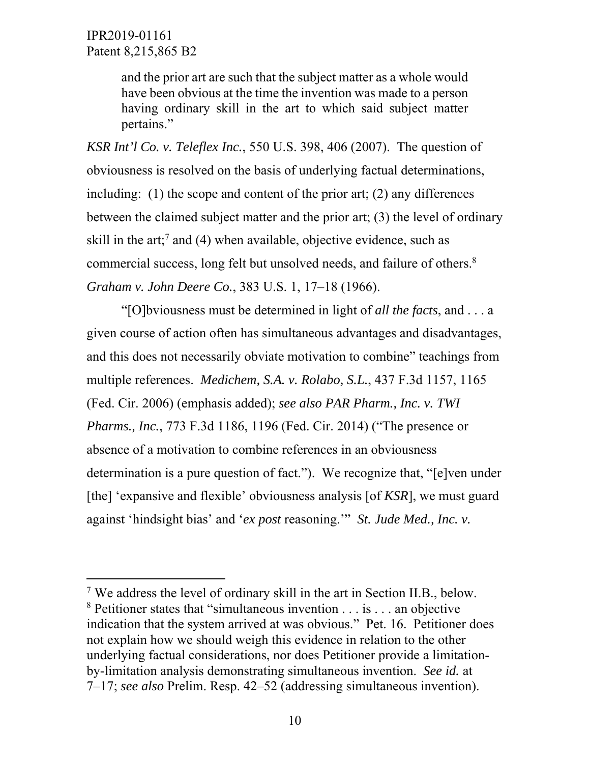> and the prior art are such that the subject matter as a whole would have been obvious at the time the invention was made to a person having ordinary skill in the art to which said subject matter pertains."

*KSR Int'l Co. v. Teleflex Inc.*, 550 U.S. 398, 406 (2007). The question of obviousness is resolved on the basis of underlying factual determinations, including: (1) the scope and content of the prior art; (2) any differences between the claimed subject matter and the prior art; (3) the level of ordinary skill in the art;[7] and (4) when available, objective evidence, such as commercial success, long felt but unsolved needs, and failure of others.[8] *Graham v. John Deere Co.*, 383 U.S. 1, 17–18 (1966).

"[O]bviousness must be determined in light of *all the facts*, and . . . a given course of action often has simultaneous advantages and disadvantages, and this does not necessarily obviate motivation to combine" teachings from multiple references. *Medichem, S.A. v. Rolabo, S.L.*, 437 F.3d 1157, 1165 (Fed. Cir. 2006) (emphasis added); *see also PAR Pharm., Inc. v. TWI Pharms., Inc.*, 773 F.3d 1186, 1196 (Fed. Cir. 2014) ("The presence or absence of a motivation to combine references in an obviousness determination is a pure question of fact."). We recognize that, "[e]ven under [the] 'expansive and flexible' obviousness analysis [of *KSR*], we must guard against 'hindsight bias' and '*ex post* reasoning.'" *St. Jude Med., Inc. v.*

---

[7] We address the level of ordinary skill in the art in Section II.B., below.

[8] Petitioner states that "simultaneous invention . . . is . . . an objective indication that the system arrived at was obvious." Pet. 16. Petitioner does not explain how we should weigh this evidence in relation to the other underlying factual considerations, nor does Petitioner provide a limitation-by-limitation analysis demonstrating simultaneous invention. *See id.* at 7–17; *see also* Prelim. Resp. 42–52 (addressing simultaneous invention).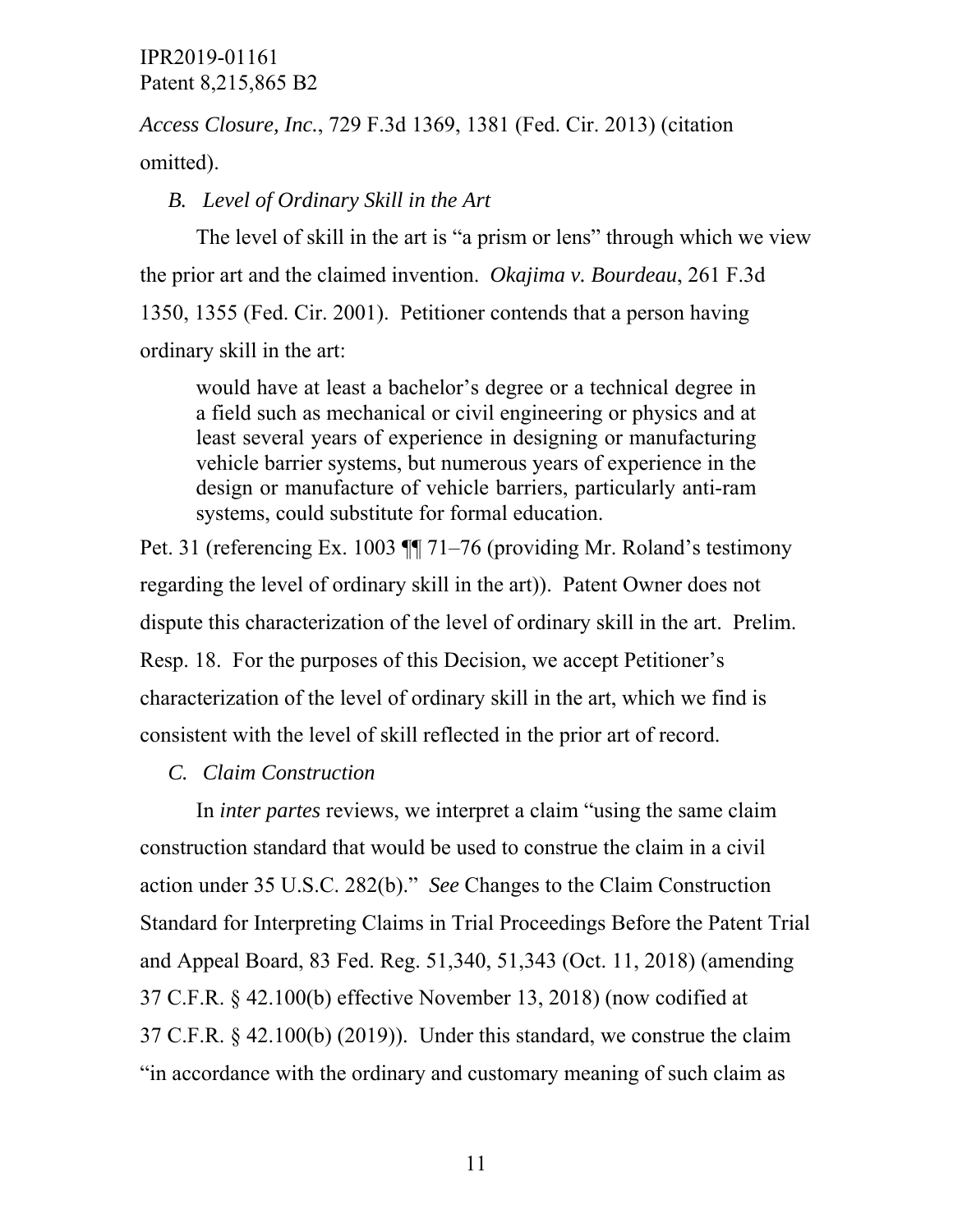*Access Closure, Inc.*, 729 F.3d 1369, 1381 (Fed. Cir. 2013) (citation omitted).

### *B. Level of Ordinary Skill in the Art*

The level of skill in the art is "a prism or lens" through which we view the prior art and the claimed invention. *Okajima v. Bourdeau*, 261 F.3d 1350, 1355 (Fed. Cir. 2001). Petitioner contends that a person having ordinary skill in the art:

> would have at least a bachelor's degree or a technical degree in a field such as mechanical or civil engineering or physics and at least several years of experience in designing or manufacturing vehicle barrier systems, but numerous years of experience in the design or manufacture of vehicle barriers, particularly anti-ram systems, could substitute for formal education.

Pet. 31 (referencing Ex. 1003 ¶¶ 71–76 (providing Mr. Roland's testimony regarding the level of ordinary skill in the art)). Patent Owner does not dispute this characterization of the level of ordinary skill in the art. Prelim. Resp. 18. For the purposes of this Decision, we accept Petitioner's characterization of the level of ordinary skill in the art, which we find is consistent with the level of skill reflected in the prior art of record.

### *C. Claim Construction*

In *inter partes* reviews, we interpret a claim "using the same claim construction standard that would be used to construe the claim in a civil action under 35 U.S.C. 282(b)." *See* Changes to the Claim Construction Standard for Interpreting Claims in Trial Proceedings Before the Patent Trial and Appeal Board, 83 Fed. Reg. 51,340, 51,343 (Oct. 11, 2018) (amending 37 C.F.R. § 42.100(b) effective November 13, 2018) (now codified at 37 C.F.R. § 42.100(b) (2019)). Under this standard, we construe the claim "in accordance with the ordinary and customary meaning of such claim as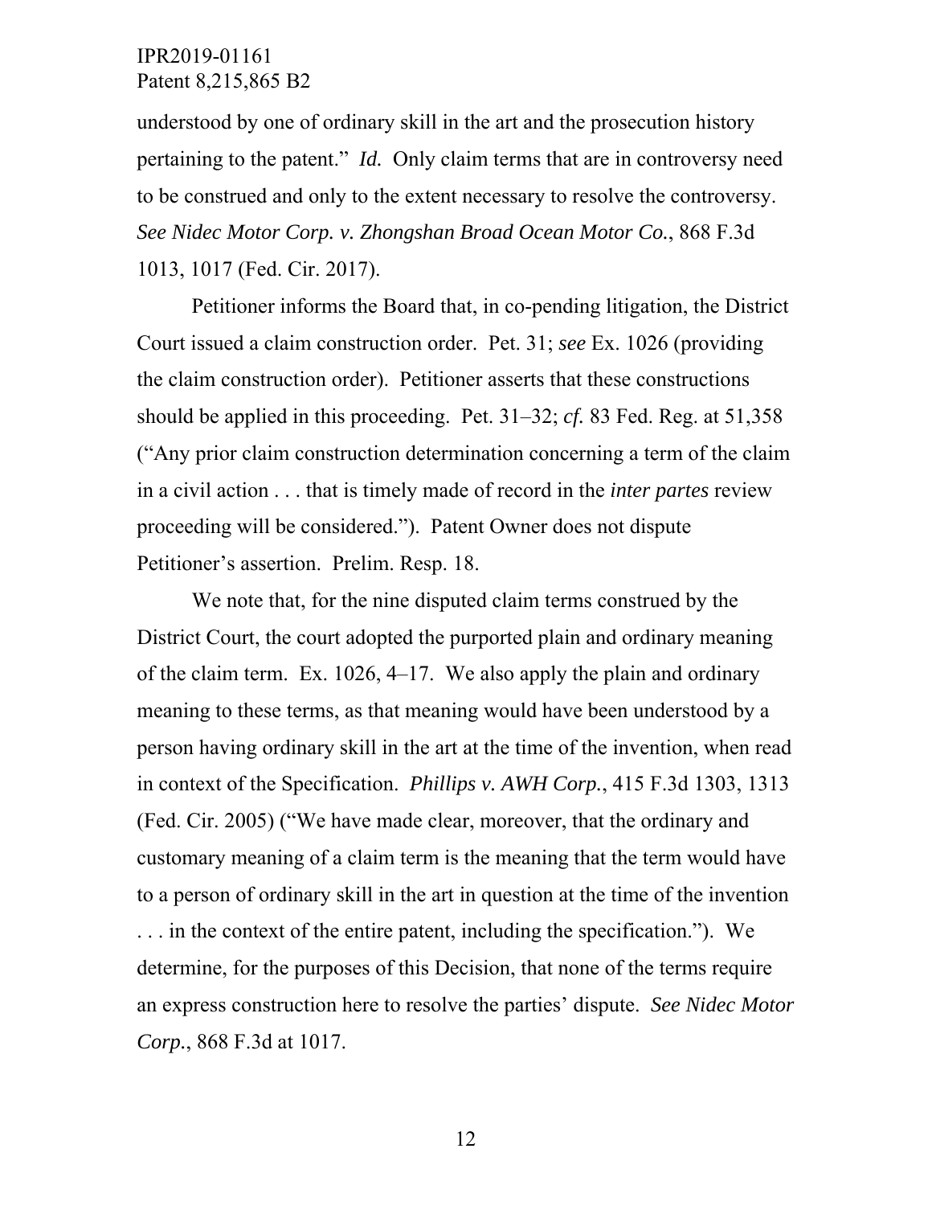understood by one of ordinary skill in the art and the prosecution history pertaining to the patent." *Id.* Only claim terms that are in controversy need to be construed and only to the extent necessary to resolve the controversy. *See Nidec Motor Corp. v. Zhongshan Broad Ocean Motor Co.*, 868 F.3d 1013, 1017 (Fed. Cir. 2017).

Petitioner informs the Board that, in co-pending litigation, the District Court issued a claim construction order. Pet. 31; *see* Ex. 1026 (providing the claim construction order). Petitioner asserts that these constructions should be applied in this proceeding. Pet. 31–32; *cf.* 83 Fed. Reg. at 51,358 ("Any prior claim construction determination concerning a term of the claim in a civil action . . . that is timely made of record in the *inter partes* review proceeding will be considered."). Patent Owner does not dispute Petitioner's assertion. Prelim. Resp. 18.

We note that, for the nine disputed claim terms construed by the District Court, the court adopted the purported plain and ordinary meaning of the claim term. Ex. 1026, 4–17. We also apply the plain and ordinary meaning to these terms, as that meaning would have been understood by a person having ordinary skill in the art at the time of the invention, when read in context of the Specification. *Phillips v. AWH Corp.*, 415 F.3d 1303, 1313 (Fed. Cir. 2005) ("We have made clear, moreover, that the ordinary and customary meaning of a claim term is the meaning that the term would have to a person of ordinary skill in the art in question at the time of the invention . . . in the context of the entire patent, including the specification."). We determine, for the purposes of this Decision, that none of the terms require an express construction here to resolve the parties' dispute. *See Nidec Motor Corp.*, 868 F.3d at 1017.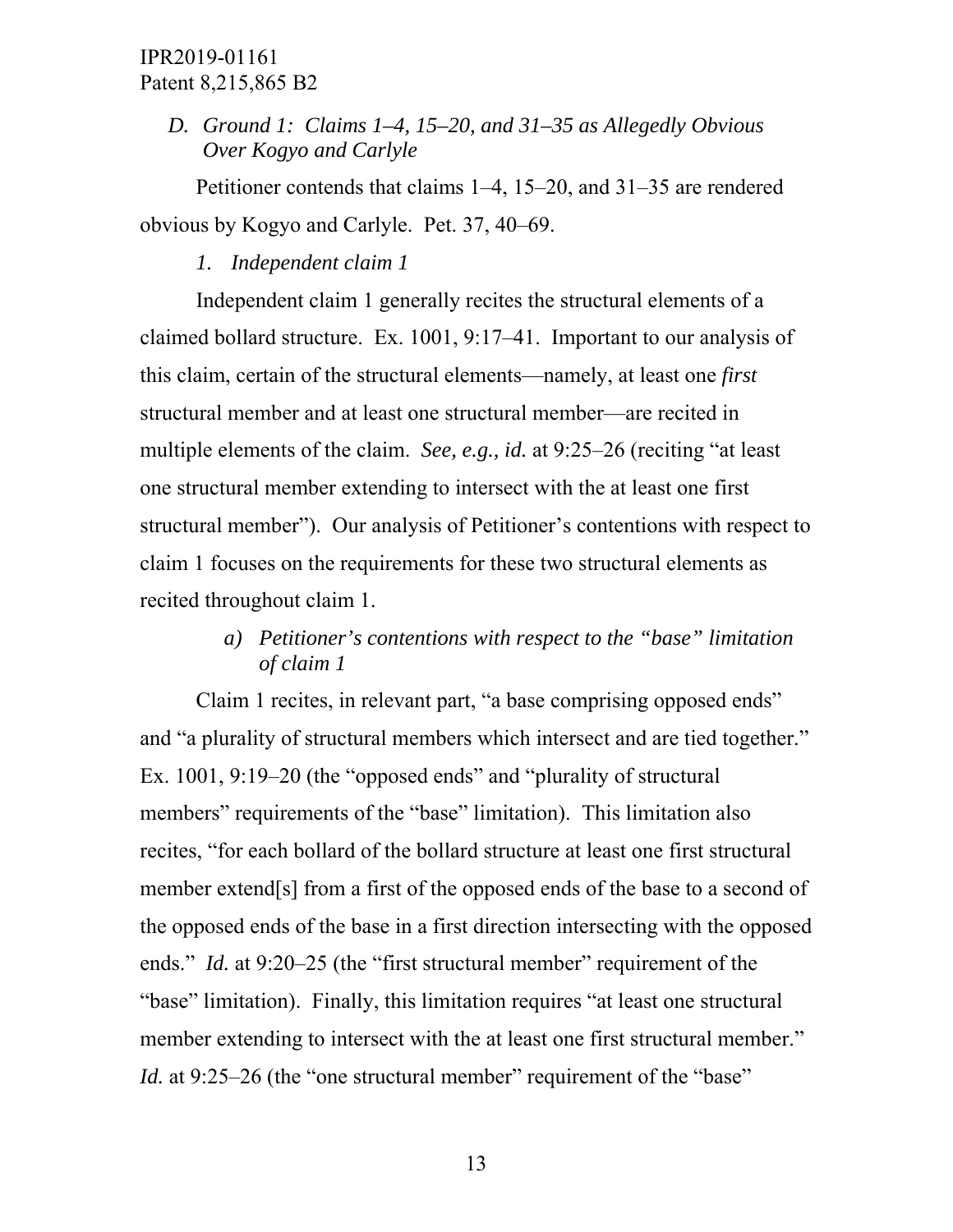### *D. Ground 1: Claims 1–4, 15–20, and 31–35 as Allegedly Obvious Over Kogyo and Carlyle*

Petitioner contends that claims 1–4, 15–20, and 31–35 are rendered obvious by Kogyo and Carlyle. Pet. 37, 40–69.

#### *1. Independent claim 1*

Independent claim 1 generally recites the structural elements of a claimed bollard structure. Ex. 1001, 9:17–41. Important to our analysis of this claim, certain of the structural elements—namely, at least one *first* structural member and at least one structural member—are recited in multiple elements of the claim. *See, e.g., id.* at 9:25–26 (reciting "at least one structural member extending to intersect with the at least one first structural member"). Our analysis of Petitioner's contentions with respect to claim 1 focuses on the requirements for these two structural elements as recited throughout claim 1.

##### *a) Petitioner's contentions with respect to the "base" limitation of claim 1*

Claim 1 recites, in relevant part, "a base comprising opposed ends" and "a plurality of structural members which intersect and are tied together." Ex. 1001, 9:19–20 (the "opposed ends" and "plurality of structural members" requirements of the "base" limitation). This limitation also recites, "for each bollard of the bollard structure at least one first structural member extend[s] from a first of the opposed ends of the base to a second of the opposed ends of the base in a first direction intersecting with the opposed ends." *Id.* at 9:20–25 (the "first structural member" requirement of the "base" limitation). Finally, this limitation requires "at least one structural member extending to intersect with the at least one first structural member." *Id.* at 9:25–26 (the "one structural member" requirement of the "base"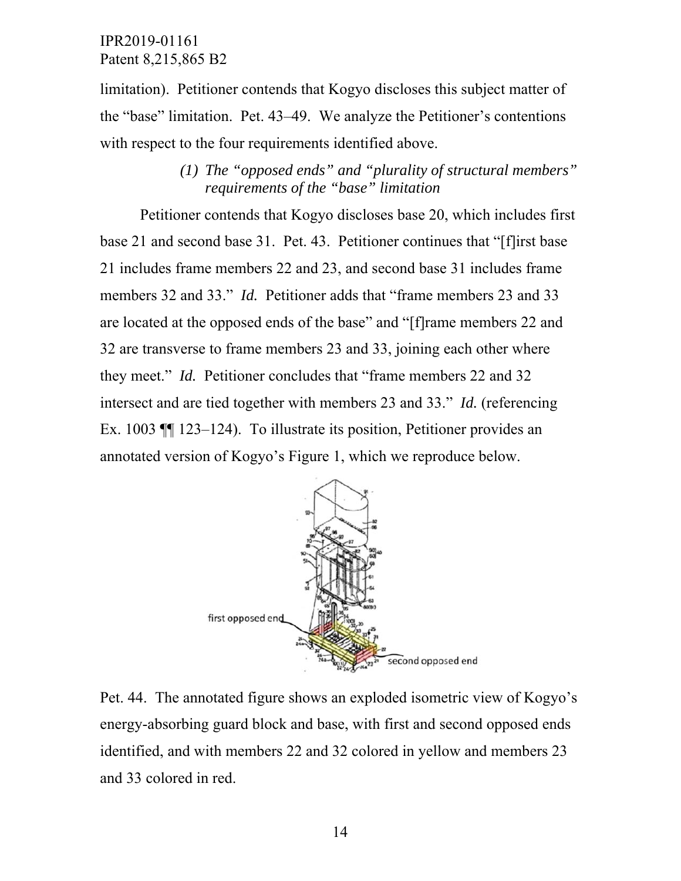limitation). Petitioner contends that Kogyo discloses this subject matter of the "base" limitation. Pet. 43–49. We analyze the Petitioner's contentions with respect to the four requirements identified above.

*(1) The "opposed ends" and "plurality of structural members" requirements of the "base" limitation*

Petitioner contends that Kogyo discloses base 20, which includes first base 21 and second base 31. Pet. 43. Petitioner continues that "[f]irst base 21 includes frame members 22 and 23, and second base 31 includes frame members 32 and 33." *Id.* Petitioner adds that "frame members 23 and 33 are located at the opposed ends of the base" and "[f]rame members 22 and 32 are transverse to frame members 23 and 33, joining each other where they meet." *Id.* Petitioner concludes that "frame members 22 and 32 intersect and are tied together with members 23 and 33." *Id.* (referencing Ex. 1003 ¶¶ 123–124). To illustrate its position, Petitioner provides an annotated version of Kogyo's Figure 1, which we reproduce below.

Pet. 44. The annotated figure shows an exploded isometric view of Kogyo's energy-absorbing guard block and base, with first and second opposed ends identified, and with members 22 and 32 colored in yellow and members 23 and 33 colored in red.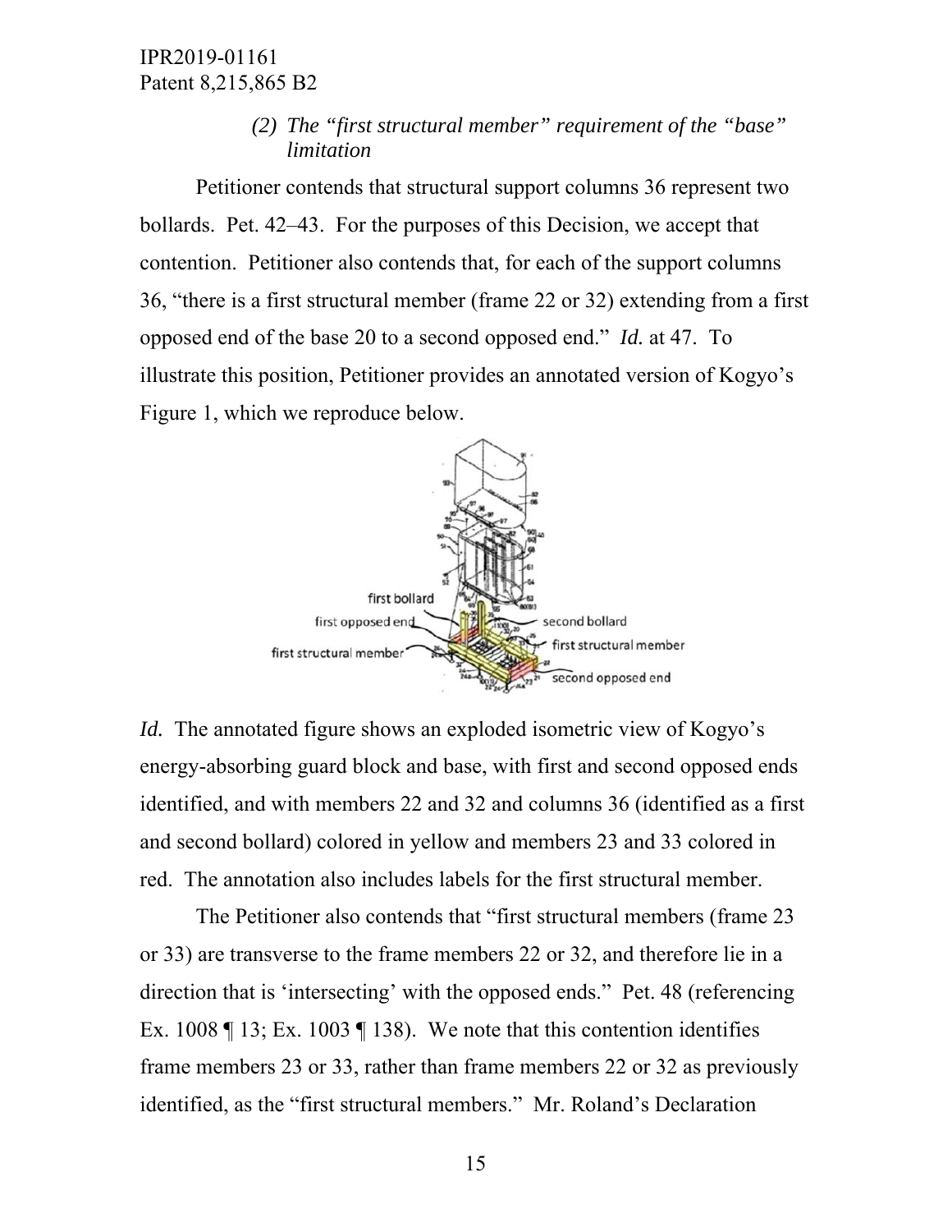*(2) The "first structural member" requirement of the "base" limitation*

Petitioner contends that structural support columns 36 represent two bollards. Pet. 42–43. For the purposes of this Decision, we accept that contention. Petitioner also contends that, for each of the support columns 36, "there is a first structural member (frame 22 or 32) extending from a first opposed end of the base 20 to a second opposed end." *Id.* at 47. To illustrate this position, Petitioner provides an annotated version of Kogyo's Figure 1, which we reproduce below.

*Id.* The annotated figure shows an exploded isometric view of Kogyo's energy-absorbing guard block and base, with first and second opposed ends identified, and with members 22 and 32 and columns 36 (identified as a first and second bollard) colored in yellow and members 23 and 33 colored in red. The annotation also includes labels for the first structural member.

The Petitioner also contends that "first structural members (frame 23 or 33) are transverse to the frame members 22 or 32, and therefore lie in a direction that is 'intersecting' with the opposed ends." Pet. 48 (referencing Ex. 1008 ¶ 13; Ex. 1003 ¶ 138). We note that this contention identifies frame members 23 or 33, rather than frame members 22 or 32 as previously identified, as the "first structural members." Mr. Roland's Declaration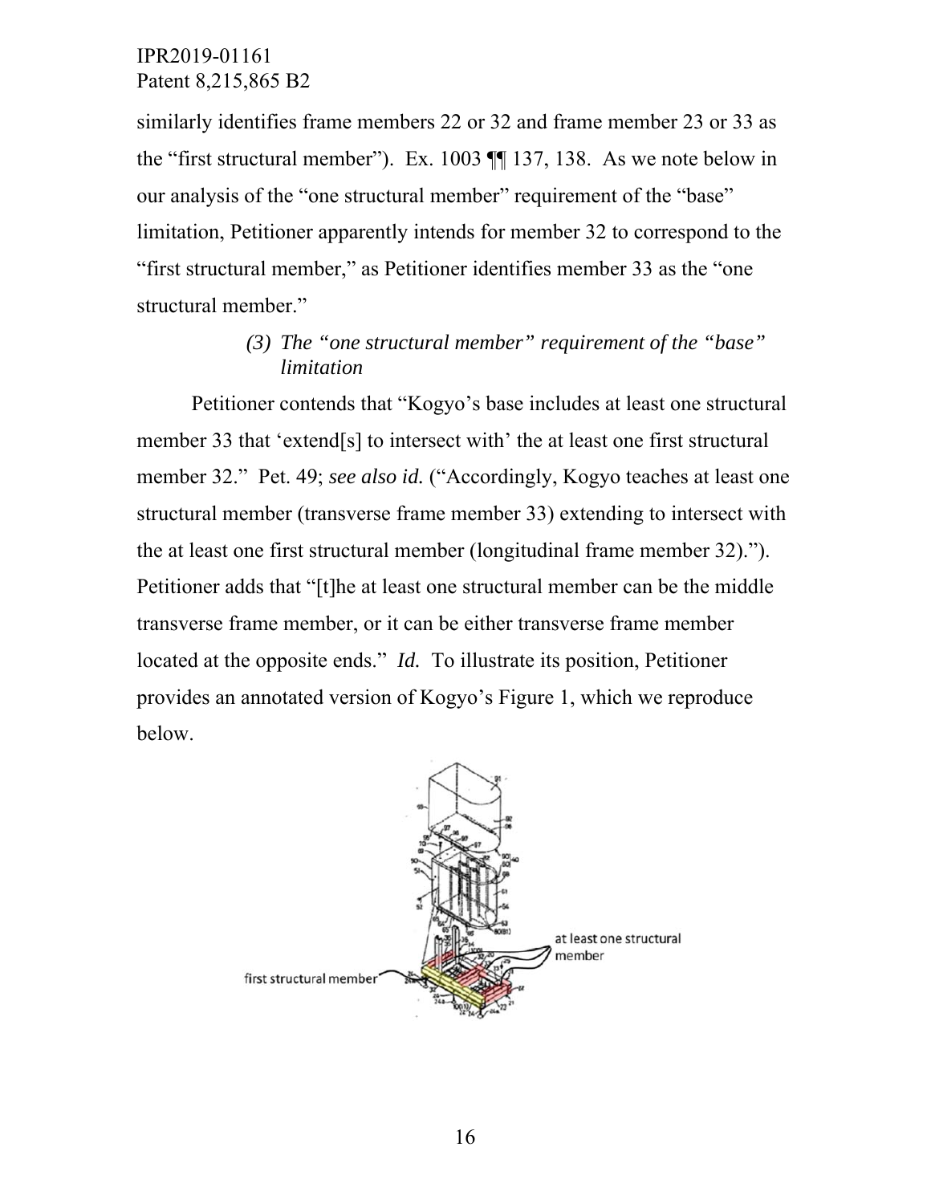similarly identifies frame members 22 or 32 and frame member 23 or 33 as the "first structural member"). Ex. 1003 ¶¶ 137, 138. As we note below in our analysis of the "one structural member" requirement of the "base" limitation, Petitioner apparently intends for member 32 to correspond to the "first structural member," as Petitioner identifies member 33 as the "one structural member."

#### *(3) The "one structural member" requirement of the "base" limitation*

Petitioner contends that "Kogyo's base includes at least one structural member 33 that 'extend[s] to intersect with' the at least one first structural member 32." Pet. 49; *see also id.* ("Accordingly, Kogyo teaches at least one structural member (transverse frame member 33) extending to intersect with the at least one first structural member (longitudinal frame member 32)."). Petitioner adds that "[t]he at least one structural member can be the middle transverse frame member, or it can be either transverse frame member located at the opposite ends." *Id.* To illustrate its position, Petitioner provides an annotated version of Kogyo's Figure 1, which we reproduce below.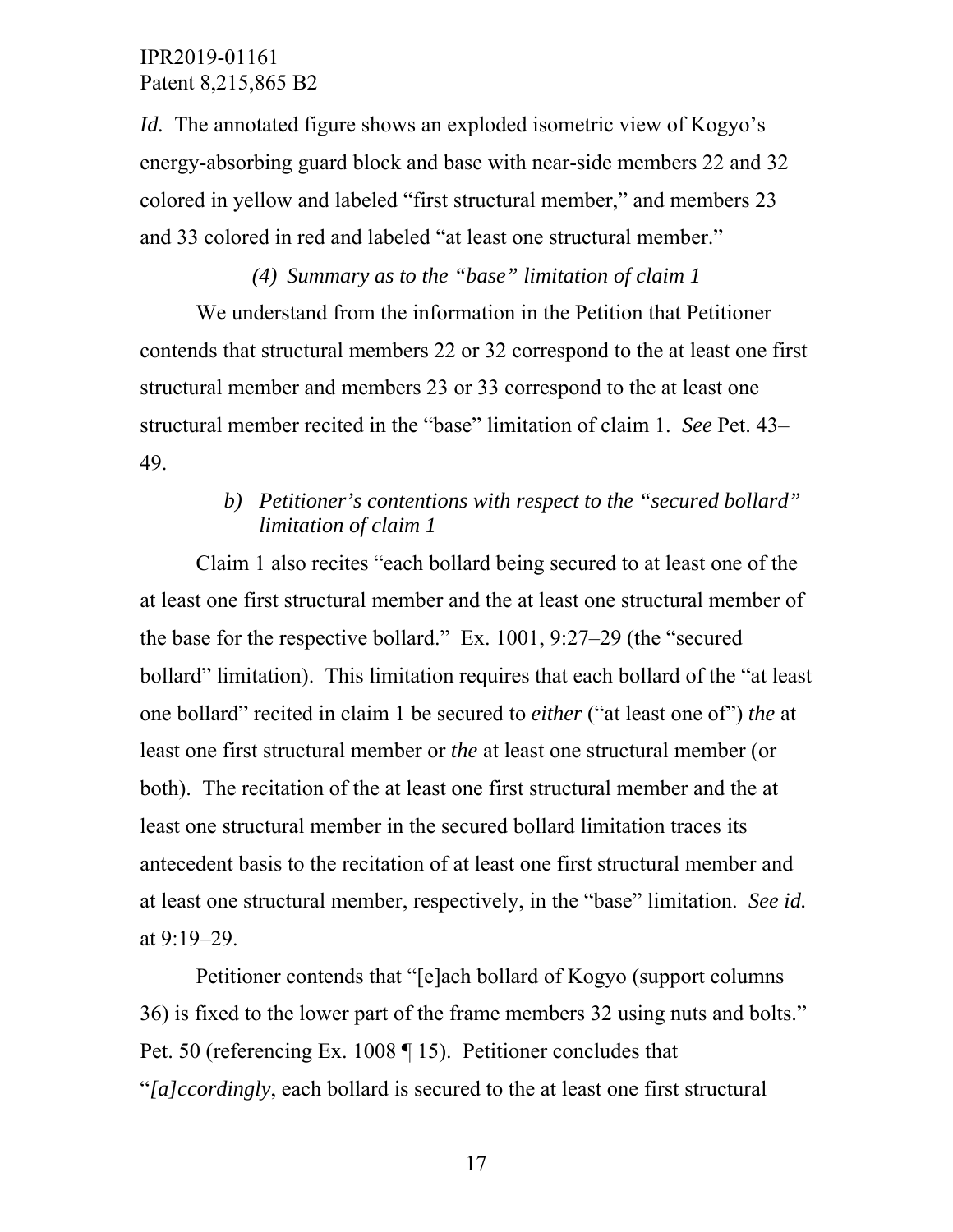*Id.* The annotated figure shows an exploded isometric view of Kogyo's energy-absorbing guard block and base with near-side members 22 and 32 colored in yellow and labeled "first structural member," and members 23 and 33 colored in red and labeled "at least one structural member."

*(4) Summary as to the "base" limitation of claim 1*

We understand from the information in the Petition that Petitioner contends that structural members 22 or 32 correspond to the at least one first structural member and members 23 or 33 correspond to the at least one structural member recited in the "base" limitation of claim 1. *See* Pet. 43–49.

*b) Petitioner's contentions with respect to the "secured bollard" limitation of claim 1*

Claim 1 also recites "each bollard being secured to at least one of the at least one first structural member and the at least one structural member of the base for the respective bollard." Ex. 1001, 9:27–29 (the "secured bollard" limitation). This limitation requires that each bollard of the "at least one bollard" recited in claim 1 be secured to *either* ("at least one of") *the* at least one first structural member or *the* at least one structural member (or both). The recitation of the at least one first structural member and the at least one structural member in the secured bollard limitation traces its antecedent basis to the recitation of at least one first structural member and at least one structural member, respectively, in the "base" limitation. *See id.* at 9:19–29.

Petitioner contends that "[e]ach bollard of Kogyo (support columns 36) is fixed to the lower part of the frame members 32 using nuts and bolts." Pet. 50 (referencing Ex. 1008 ¶ 15). Petitioner concludes that "*[a]ccordingly*, each bollard is secured to the at least one first structural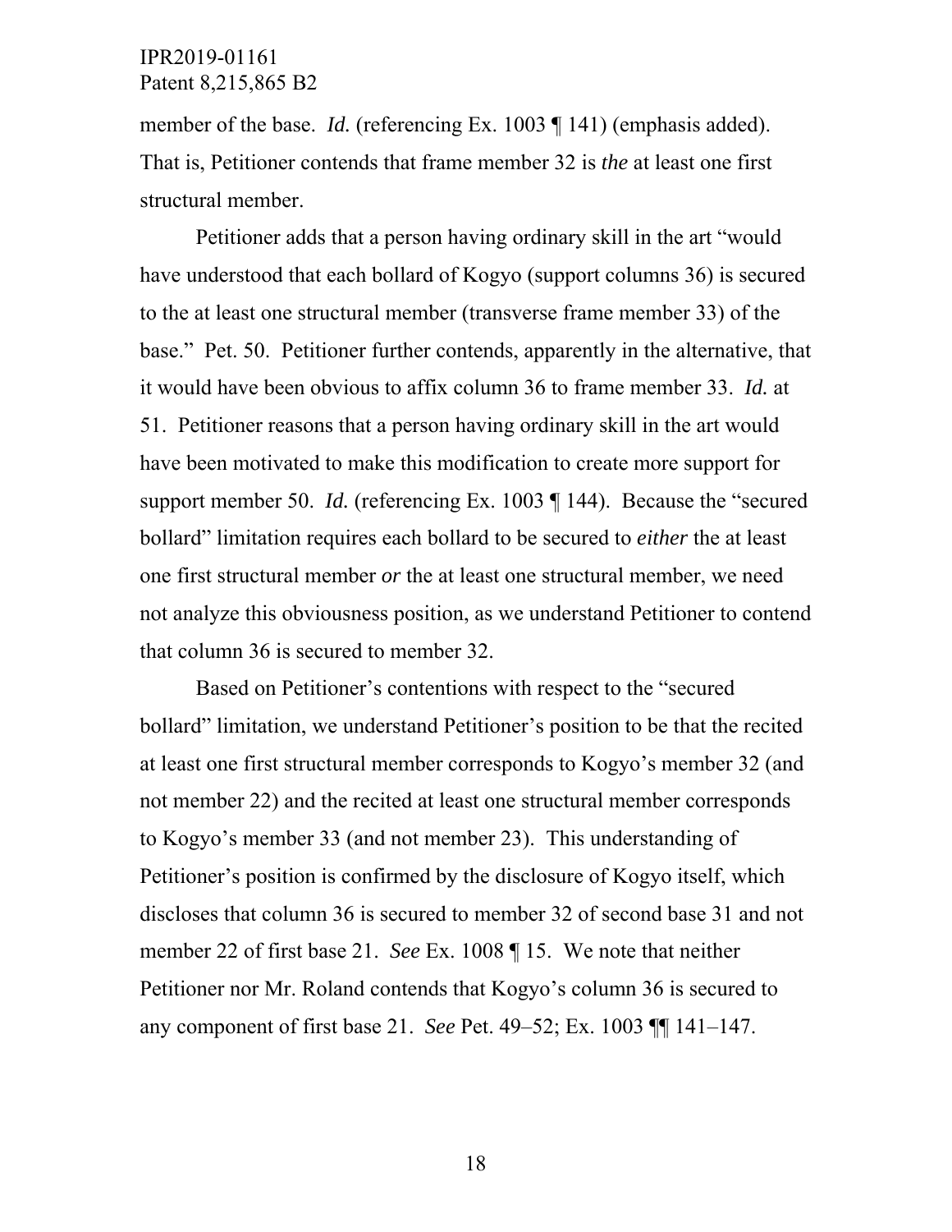member of the base. *Id.* (referencing Ex. 1003 ¶ 141) (emphasis added). That is, Petitioner contends that frame member 32 is *the* at least one first structural member.

Petitioner adds that a person having ordinary skill in the art "would have understood that each bollard of Kogyo (support columns 36) is secured to the at least one structural member (transverse frame member 33) of the base." Pet. 50. Petitioner further contends, apparently in the alternative, that it would have been obvious to affix column 36 to frame member 33. *Id.* at 51. Petitioner reasons that a person having ordinary skill in the art would have been motivated to make this modification to create more support for support member 50. *Id.* (referencing Ex. 1003 ¶ 144). Because the "secured bollard" limitation requires each bollard to be secured to *either* the at least one first structural member *or* the at least one structural member, we need not analyze this obviousness position, as we understand Petitioner to contend that column 36 is secured to member 32.

Based on Petitioner's contentions with respect to the "secured bollard" limitation, we understand Petitioner's position to be that the recited at least one first structural member corresponds to Kogyo's member 32 (and not member 22) and the recited at least one structural member corresponds to Kogyo's member 33 (and not member 23). This understanding of Petitioner's position is confirmed by the disclosure of Kogyo itself, which discloses that column 36 is secured to member 32 of second base 31 and not member 22 of first base 21. *See* Ex. 1008 ¶ 15. We note that neither Petitioner nor Mr. Roland contends that Kogyo's column 36 is secured to any component of first base 21. *See* Pet. 49–52; Ex. 1003 ¶¶ 141–147.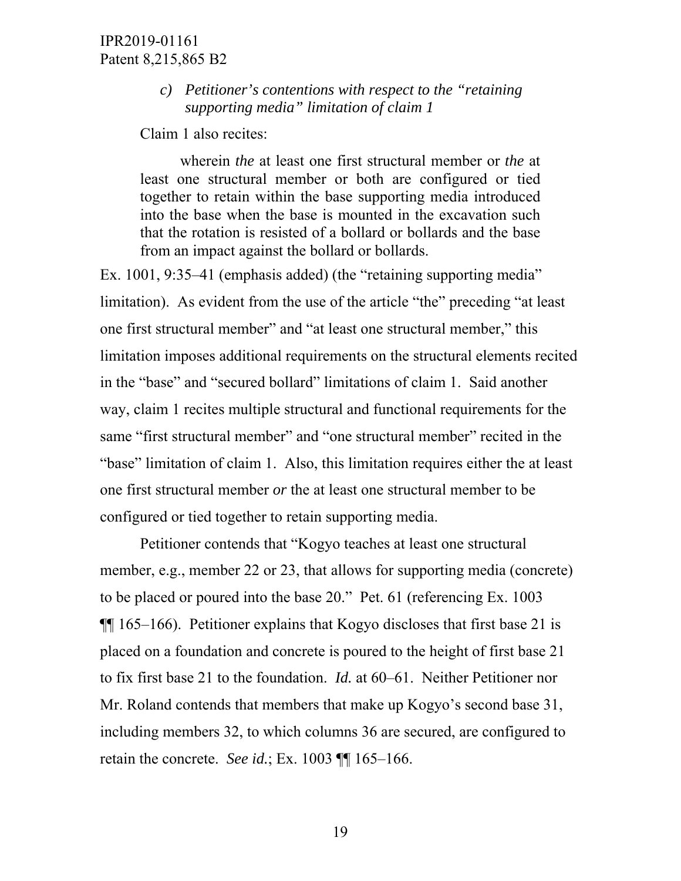*c) Petitioner's contentions with respect to the "retaining supporting media" limitation of claim 1*

Claim 1 also recites:

> wherein *the* at least one first structural member or *the* at least one structural member or both are configured or tied together to retain within the base supporting media introduced into the base when the base is mounted in the excavation such that the rotation is resisted of a bollard or bollards and the base from an impact against the bollard or bollards.

Ex. 1001, 9:35–41 (emphasis added) (the "retaining supporting media" limitation). As evident from the use of the article "the" preceding "at least one first structural member" and "at least one structural member," this limitation imposes additional requirements on the structural elements recited in the "base" and "secured bollard" limitations of claim 1. Said another way, claim 1 recites multiple structural and functional requirements for the same "first structural member" and "one structural member" recited in the "base" limitation of claim 1. Also, this limitation requires either the at least one first structural member *or* the at least one structural member to be configured or tied together to retain supporting media.

Petitioner contends that "Kogyo teaches at least one structural member, e.g., member 22 or 23, that allows for supporting media (concrete) to be placed or poured into the base 20." Pet. 61 (referencing Ex. 1003 ¶¶ 165–166). Petitioner explains that Kogyo discloses that first base 21 is placed on a foundation and concrete is poured to the height of first base 21 to fix first base 21 to the foundation. *Id.* at 60–61. Neither Petitioner nor Mr. Roland contends that members that make up Kogyo's second base 31, including members 32, to which columns 36 are secured, are configured to retain the concrete. *See id.*; Ex. 1003 ¶¶ 165–166.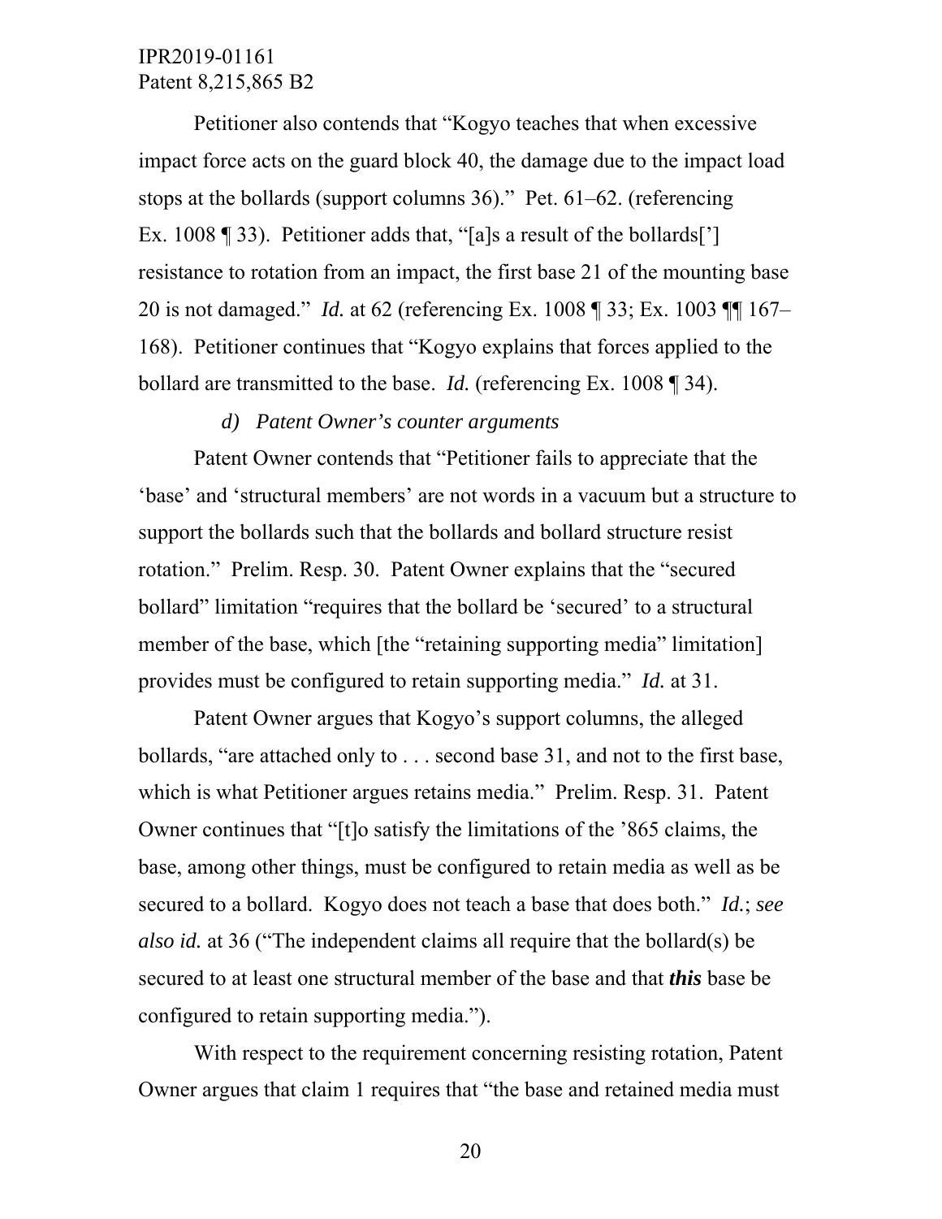Petitioner also contends that "Kogyo teaches that when excessive impact force acts on the guard block 40, the damage due to the impact load stops at the bollards (support columns 36)." Pet. 61–62. (referencing Ex. 1008 ¶ 33). Petitioner adds that, "[a]s a result of the bollards['] resistance to rotation from an impact, the first base 21 of the mounting base 20 is not damaged." *Id.* at 62 (referencing Ex. 1008 ¶ 33; Ex. 1003 ¶¶ 167–168). Petitioner continues that "Kogyo explains that forces applied to the bollard are transmitted to the base. *Id.* (referencing Ex. 1008 ¶ 34).

*d) Patent Owner's counter arguments*

Patent Owner contends that "Petitioner fails to appreciate that the 'base' and 'structural members' are not words in a vacuum but a structure to support the bollards such that the bollards and bollard structure resist rotation." Prelim. Resp. 30. Patent Owner explains that the "secured bollard" limitation "requires that the bollard be 'secured' to a structural member of the base, which [the "retaining supporting media" limitation] provides must be configured to retain supporting media." *Id.* at 31.

Patent Owner argues that Kogyo's support columns, the alleged bollards, "are attached only to . . . second base 31, and not to the first base, which is what Petitioner argues retains media." Prelim. Resp. 31. Patent Owner continues that "[t]o satisfy the limitations of the '865 claims, the base, among other things, must be configured to retain media as well as be secured to a bollard. Kogyo does not teach a base that does both." *Id.*; *see also id.* at 36 ("The independent claims all require that the bollard(s) be secured to at least one structural member of the base and that ***this*** base be configured to retain supporting media.").

With respect to the requirement concerning resisting rotation, Patent Owner argues that claim 1 requires that "the base and retained media must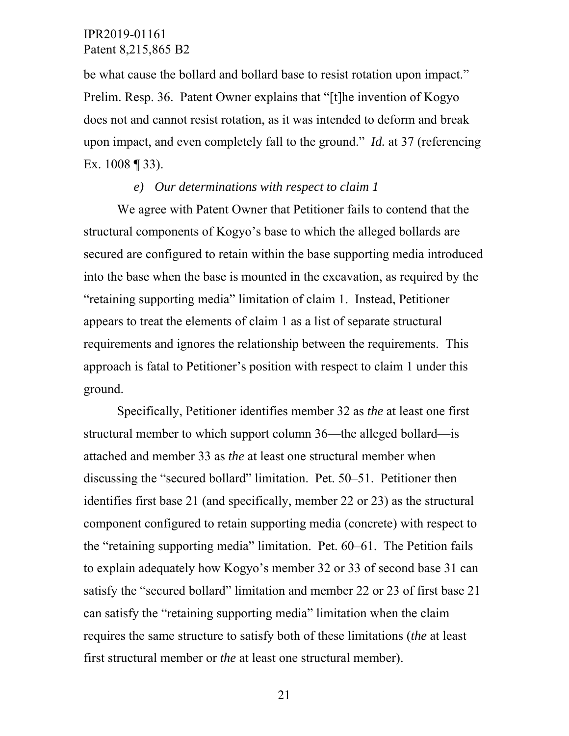be what cause the bollard and bollard base to resist rotation upon impact." Prelim. Resp. 36. Patent Owner explains that "[t]he invention of Kogyo does not and cannot resist rotation, as it was intended to deform and break upon impact, and even completely fall to the ground." *Id.* at 37 (referencing Ex. 1008 ¶ 33).

*e) Our determinations with respect to claim 1*

We agree with Patent Owner that Petitioner fails to contend that the structural components of Kogyo's base to which the alleged bollards are secured are configured to retain within the base supporting media introduced into the base when the base is mounted in the excavation, as required by the "retaining supporting media" limitation of claim 1. Instead, Petitioner appears to treat the elements of claim 1 as a list of separate structural requirements and ignores the relationship between the requirements. This approach is fatal to Petitioner's position with respect to claim 1 under this ground.

Specifically, Petitioner identifies member 32 as *the* at least one first structural member to which support column 36—the alleged bollard—is attached and member 33 as *the* at least one structural member when discussing the "secured bollard" limitation. Pet. 50–51. Petitioner then identifies first base 21 (and specifically, member 22 or 23) as the structural component configured to retain supporting media (concrete) with respect to the "retaining supporting media" limitation. Pet. 60–61. The Petition fails to explain adequately how Kogyo's member 32 or 33 of second base 31 can satisfy the "secured bollard" limitation and member 22 or 23 of first base 21 can satisfy the "retaining supporting media" limitation when the claim requires the same structure to satisfy both of these limitations (*the* at least first structural member or *the* at least one structural member).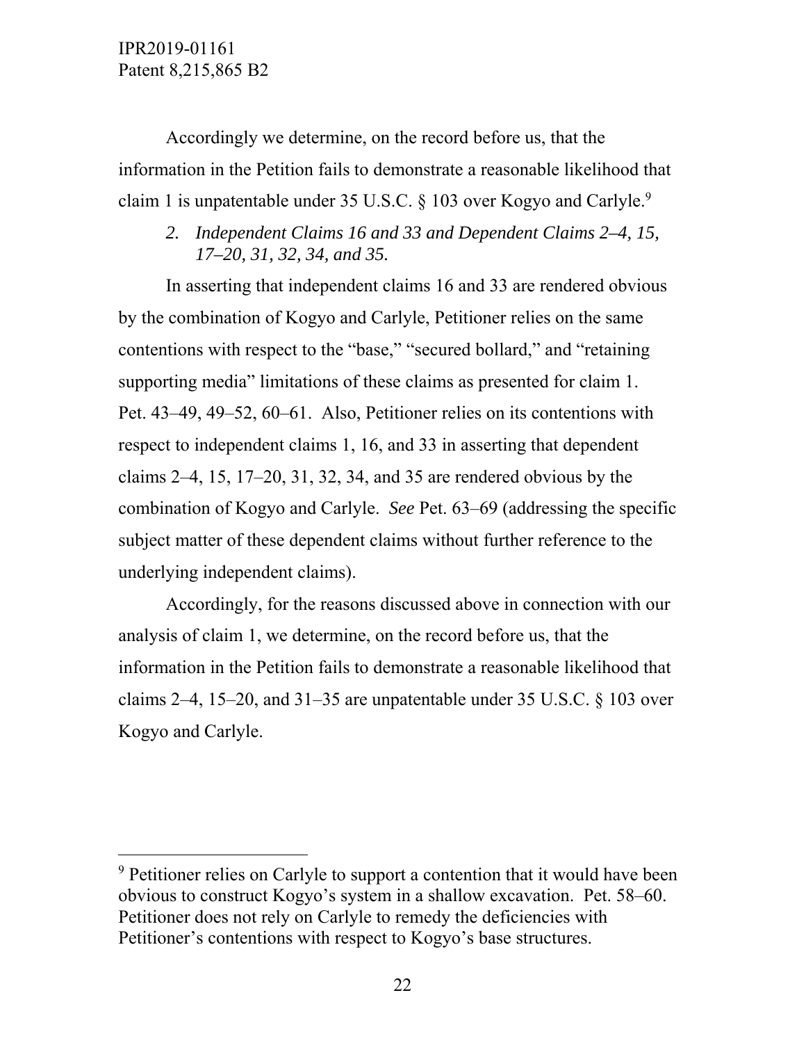Accordingly we determine, on the record before us, that the information in the Petition fails to demonstrate a reasonable likelihood that claim 1 is unpatentable under 35 U.S.C. § 103 over Kogyo and Carlyle.[9]

### *2. Independent Claims 16 and 33 and Dependent Claims 2–4, 15, 17–20, 31, 32, 34, and 35.*

In asserting that independent claims 16 and 33 are rendered obvious by the combination of Kogyo and Carlyle, Petitioner relies on the same contentions with respect to the "base," "secured bollard," and "retaining supporting media" limitations of these claims as presented for claim 1. Pet. 43–49, 49–52, 60–61. Also, Petitioner relies on its contentions with respect to independent claims 1, 16, and 33 in asserting that dependent claims 2–4, 15, 17–20, 31, 32, 34, and 35 are rendered obvious by the combination of Kogyo and Carlyle. *See* Pet. 63–69 (addressing the specific subject matter of these dependent claims without further reference to the underlying independent claims).

Accordingly, for the reasons discussed above in connection with our analysis of claim 1, we determine, on the record before us, that the information in the Petition fails to demonstrate a reasonable likelihood that claims 2–4, 15–20, and 31–35 are unpatentable under 35 U.S.C. § 103 over Kogyo and Carlyle.

---

[9] Petitioner relies on Carlyle to support a contention that it would have been obvious to construct Kogyo's system in a shallow excavation. Pet. 58–60. Petitioner does not rely on Carlyle to remedy the deficiencies with Petitioner's contentions with respect to Kogyo's base structures.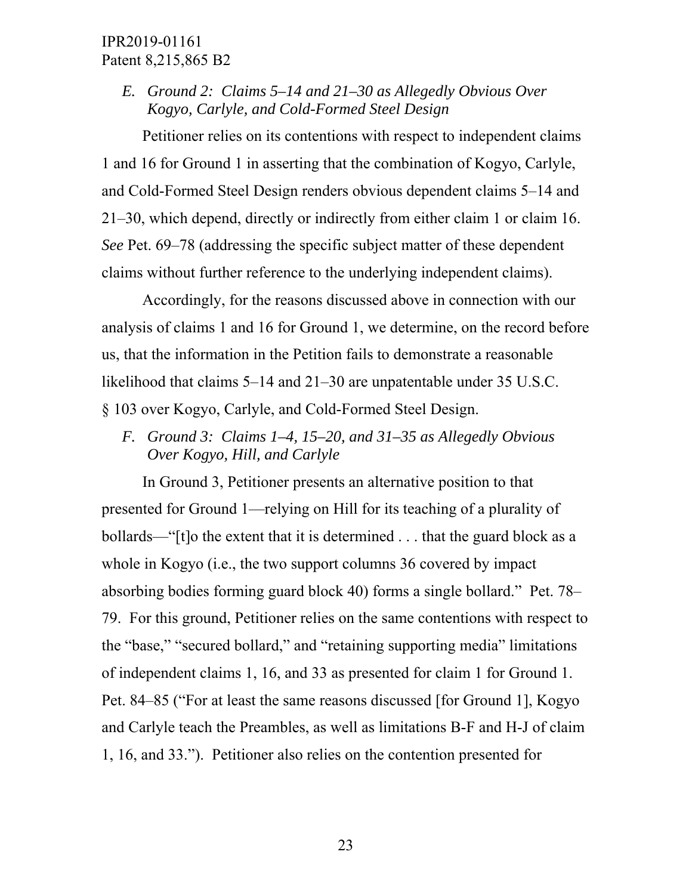### *E. Ground 2: Claims 5–14 and 21–30 as Allegedly Obvious Over Kogyo, Carlyle, and Cold-Formed Steel Design*

Petitioner relies on its contentions with respect to independent claims 1 and 16 for Ground 1 in asserting that the combination of Kogyo, Carlyle, and Cold-Formed Steel Design renders obvious dependent claims 5–14 and 21–30, which depend, directly or indirectly from either claim 1 or claim 16. *See* Pet. 69–78 (addressing the specific subject matter of these dependent claims without further reference to the underlying independent claims).

Accordingly, for the reasons discussed above in connection with our analysis of claims 1 and 16 for Ground 1, we determine, on the record before us, that the information in the Petition fails to demonstrate a reasonable likelihood that claims 5–14 and 21–30 are unpatentable under 35 U.S.C. § 103 over Kogyo, Carlyle, and Cold-Formed Steel Design.

### *F. Ground 3: Claims 1–4, 15–20, and 31–35 as Allegedly Obvious Over Kogyo, Hill, and Carlyle*

In Ground 3, Petitioner presents an alternative position to that presented for Ground 1—relying on Hill for its teaching of a plurality of bollards—"[t]o the extent that it is determined . . . that the guard block as a whole in Kogyo (i.e., the two support columns 36 covered by impact absorbing bodies forming guard block 40) forms a single bollard." Pet. 78–79. For this ground, Petitioner relies on the same contentions with respect to the "base," "secured bollard," and "retaining supporting media" limitations of independent claims 1, 16, and 33 as presented for claim 1 for Ground 1. Pet. 84–85 ("For at least the same reasons discussed [for Ground 1], Kogyo and Carlyle teach the Preambles, as well as limitations B-F and H-J of claim 1, 16, and 33."). Petitioner also relies on the contention presented for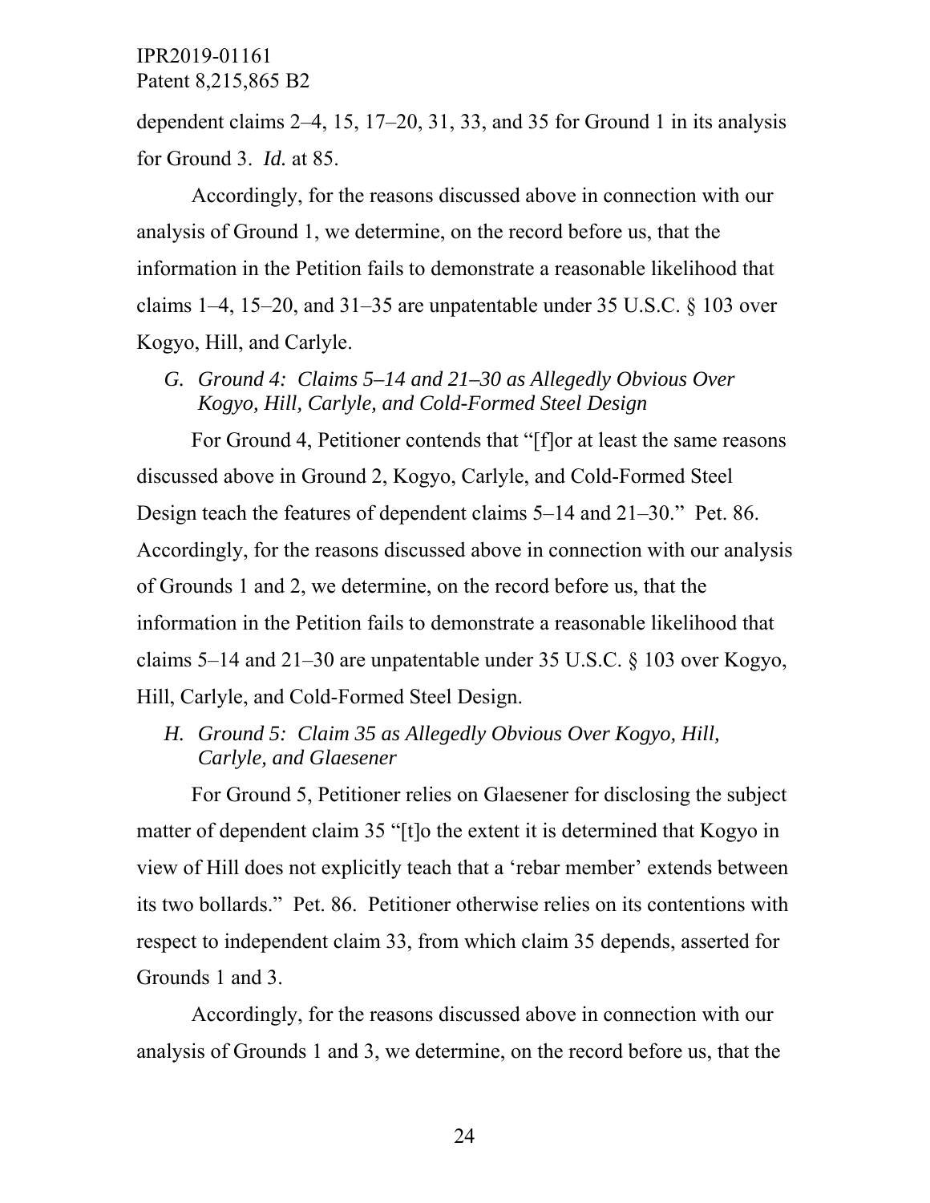dependent claims 2–4, 15, 17–20, 31, 33, and 35 for Ground 1 in its analysis for Ground 3. *Id.* at 85.

Accordingly, for the reasons discussed above in connection with our analysis of Ground 1, we determine, on the record before us, that the information in the Petition fails to demonstrate a reasonable likelihood that claims 1–4, 15–20, and 31–35 are unpatentable under 35 U.S.C. § 103 over Kogyo, Hill, and Carlyle.

### *G. Ground 4: Claims 5–14 and 21–30 as Allegedly Obvious Over Kogyo, Hill, Carlyle, and Cold-Formed Steel Design*

For Ground 4, Petitioner contends that "[f]or at least the same reasons discussed above in Ground 2, Kogyo, Carlyle, and Cold-Formed Steel Design teach the features of dependent claims 5–14 and 21–30." Pet. 86. Accordingly, for the reasons discussed above in connection with our analysis of Grounds 1 and 2, we determine, on the record before us, that the information in the Petition fails to demonstrate a reasonable likelihood that claims 5–14 and 21–30 are unpatentable under 35 U.S.C. § 103 over Kogyo, Hill, Carlyle, and Cold-Formed Steel Design.

### *H. Ground 5: Claim 35 as Allegedly Obvious Over Kogyo, Hill, Carlyle, and Glaesener*

For Ground 5, Petitioner relies on Glaesener for disclosing the subject matter of dependent claim 35 "[t]o the extent it is determined that Kogyo in view of Hill does not explicitly teach that a 'rebar member' extends between its two bollards." Pet. 86. Petitioner otherwise relies on its contentions with respect to independent claim 33, from which claim 35 depends, asserted for Grounds 1 and 3.

Accordingly, for the reasons discussed above in connection with our analysis of Grounds 1 and 3, we determine, on the record before us, that the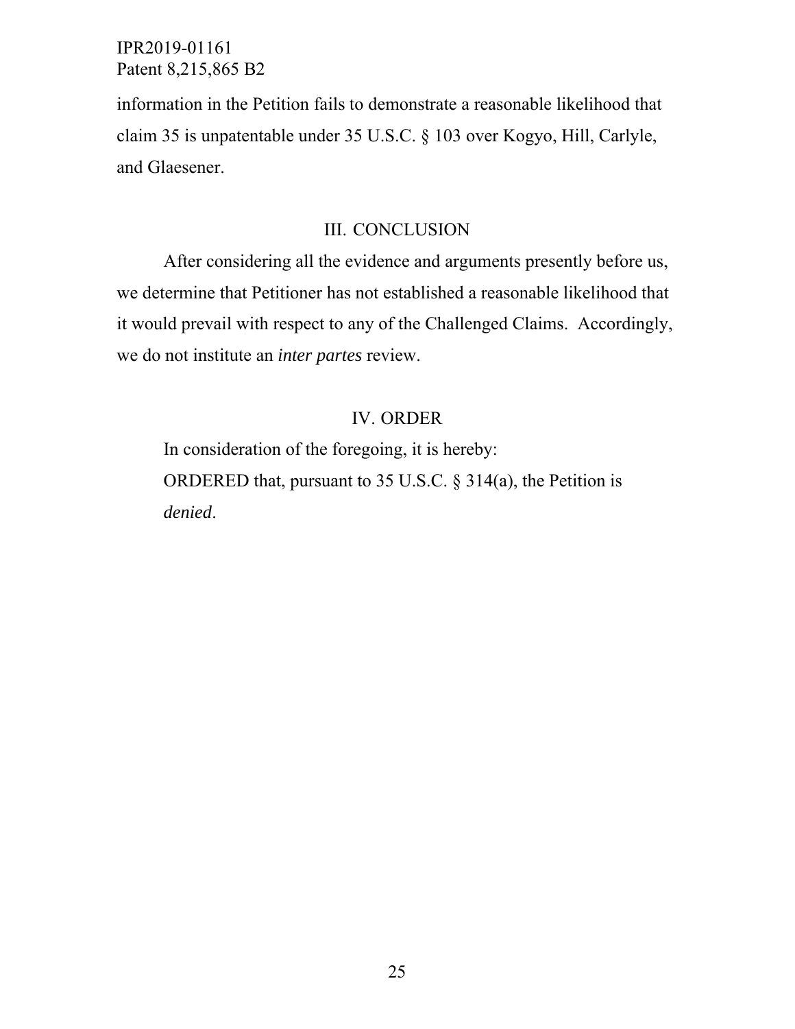information in the Petition fails to demonstrate a reasonable likelihood that claim 35 is unpatentable under 35 U.S.C. § 103 over Kogyo, Hill, Carlyle, and Glaesener.

## III. CONCLUSION

After considering all the evidence and arguments presently before us, we determine that Petitioner has not established a reasonable likelihood that it would prevail with respect to any of the Challenged Claims. Accordingly, we do not institute an *inter partes* review.

## IV. ORDER

In consideration of the foregoing, it is hereby:

ORDERED that, pursuant to 35 U.S.C. § 314(a), the Petition is *denied*.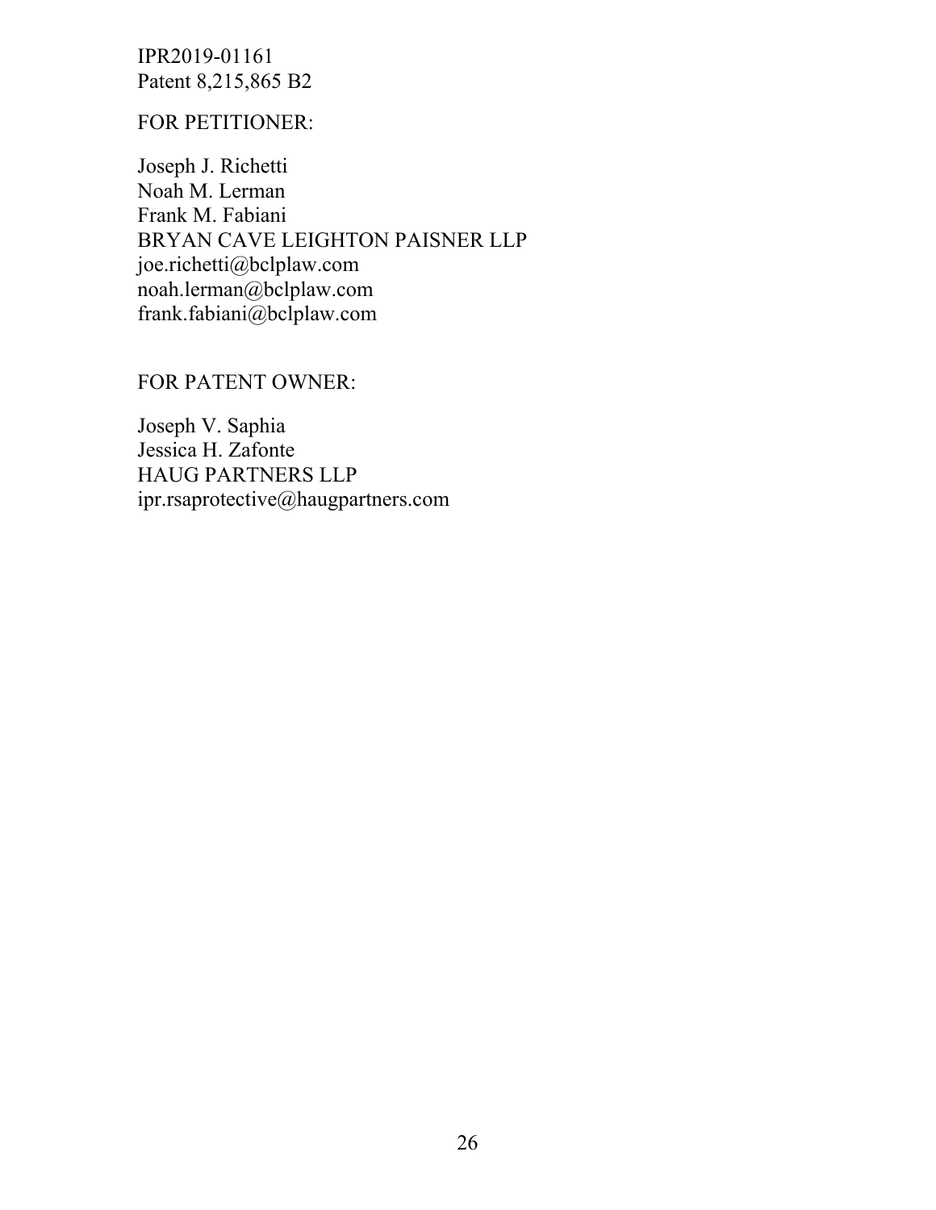FOR PETITIONER:

Joseph J. Richetti
Noah M. Lerman
Frank M. Fabiani
BRYAN CAVE LEIGHTON PAISNER LLP
joe.richetti@bclplaw.com
noah.lerman@bclplaw.com
frank.fabiani@bclplaw.com

FOR PATENT OWNER:

Joseph V. Saphia
Jessica H. Zafonte
HAUG PARTNERS LLP
ipr.rsaprotective@haugpartners.com